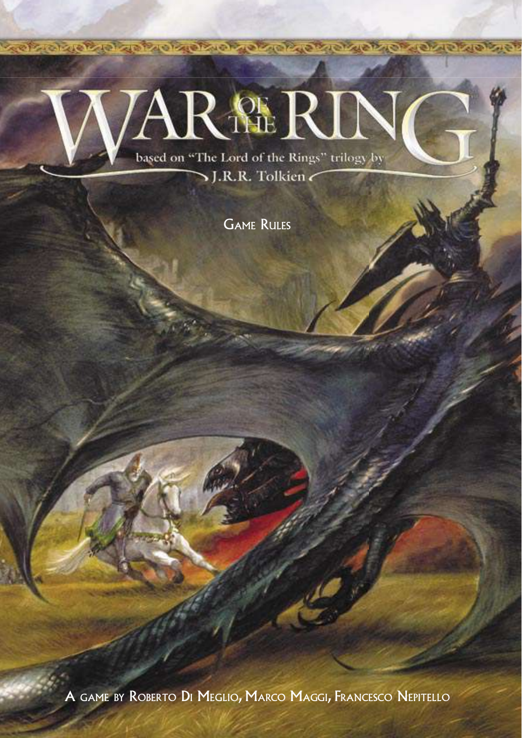# WAR OF THE RING

based on "The Lord of the Rings" trilogy by J.R.R. Tolkien

GAME RULES

A GAME BY ROBERTO DI MEGLIO, MARCO MAGGI, FRANCESCO NEPITELLO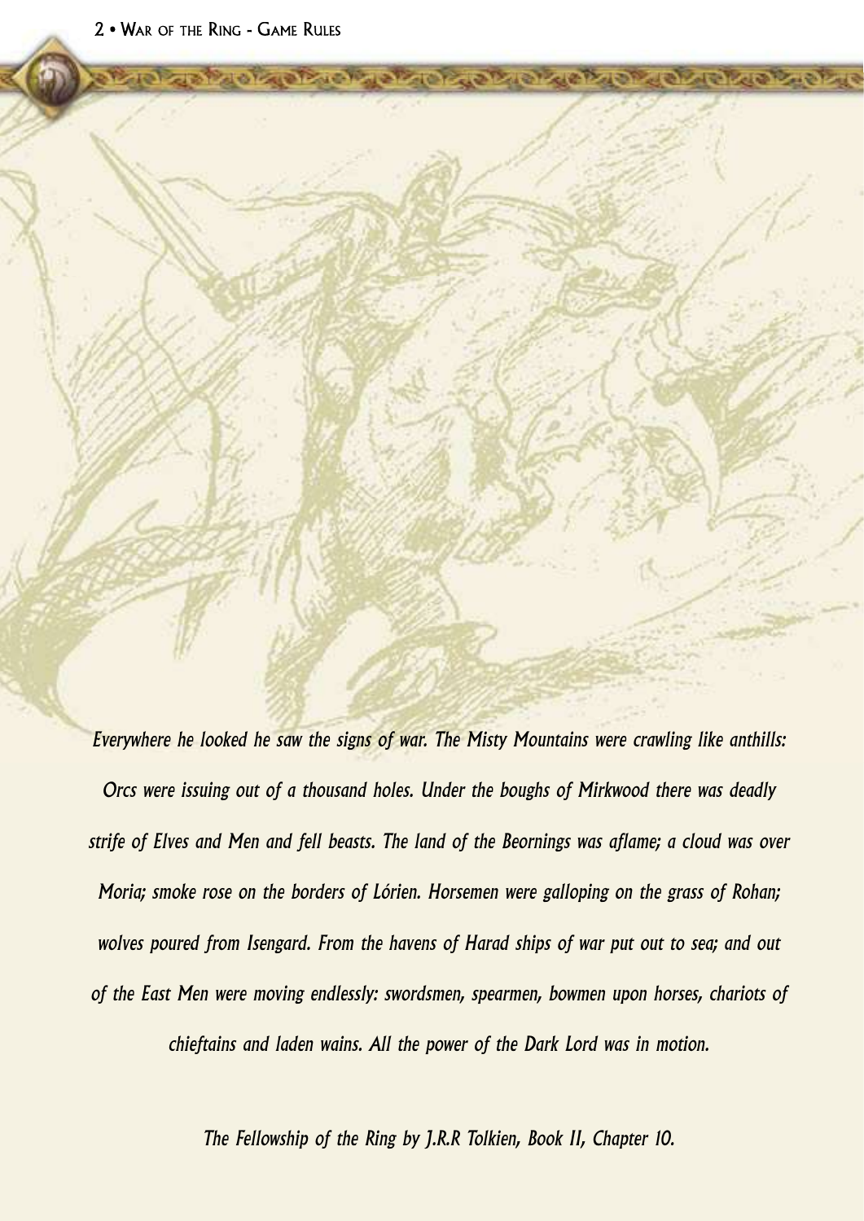*Everywhere he looked he saw the signs of war. The Misty Mountains were crawling like anthills: Orcs were issuing out of a thousand holes. Under the boughs of Mirkwood there was deadly strife of Elves and Men and fell beasts. The land of the Beornings was aflame; a cloud was over Moria; smoke rose on the borders of Lórien. Horsemen were galloping on the grass of Rohan; wolves poured from Isengard. From the havens of Harad ships of war put out to sea; and out of the East Men were moving endlessly: swordsmen, spearmen, bowmen upon horses, chariots of chieftains and laden wains. All the power of the Dark Lord was in motion.*

*The Fellowship of the Ring by J.R.R Tolkien, Book II, Chapter 10.*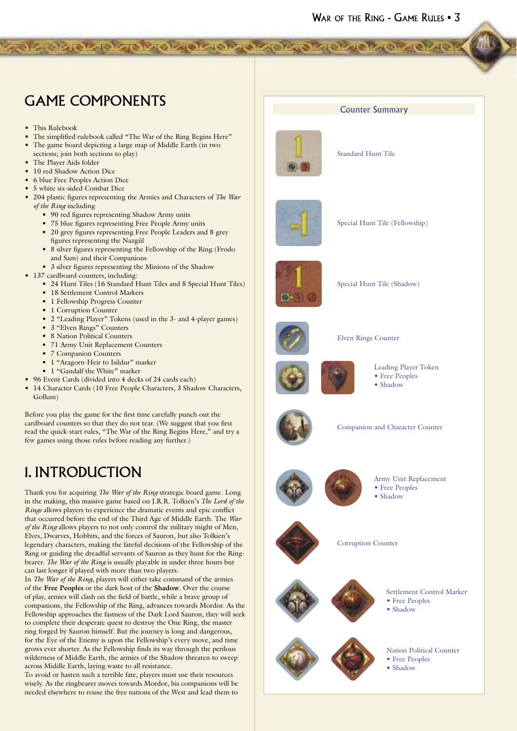# GAME COMPONENTS

- This Rulebook
- The simplified rulebook called "The War of the Ring Begins Here"
- The game board depicting a large map of Middle Earth (in two sections; join both sections to play)
- The Player Aids folder
- 10 red Shadow Action Dice
- 6 blue Free Peoples Action Dice
- 5 white six-sided Combat Dice
- 204 plastic figures representing the Armies and Characters of *The War of the Ring* including
  - 90 red figures representing Shadow Army units
  - 75 blue figures representing Free People Army units
  - 20 grey figures representing Free People Leaders and 8 grey figures representing the Nazgûl
  - 8 silver figures representing the Fellowship of the Ring (Frodo and Sam) and their Companions
  - 3 silver figures representing the Minions of the Shadow
- 137 cardboard counters, including:
  - 24 Hunt Tiles (16 Standard Hunt Tiles and 8 Special Hunt Tiles)
  - 18 Settlement Control Markers
  - 1 Fellowship Progress Counter
  - 1 Corruption Counter
  - 2 "Leading Player" Tokens (used in the 3- and 4-player games)
  - 3 "Elven Rings" Counters
  - 8 Nation Political Counters
  - 71 Army Unit Replacement Counters
  - 7 Companion Counters
  - 1 "Aragorn-Heir to Isildur" marker
  - 1 "Gandalf the White" marker
- 96 Event Cards (divided into 4 decks of 24 cards each)
- 14 Character Cards (10 Free People Characters, 3 Shadow Characters, Gollum)

Before you play the game for the first time carefully punch out the cardboard counters so that they do not tear. (We suggest that you first read the quick-start rules, "The War of the Ring Begins Here," and try a few games using those rules before reading any further.)

# 1. INTRODUCTION

Thank you for acquiring *The War of the Ring* strategic board game. Long in the making, this massive game based on J.R.R. Tolkien's *The Lord of the Rings* allows players to experience the dramatic events and epic conflict that occurred before the end of the Third Age of Middle Earth. The *War of the Ring* allows players to not only control the military might of Men, Elves, Dwarves, Hobbits, and the forces of Sauron, but also Tolkien's legendary characters, making the fateful decisions of the Fellowship of the Ring or guiding the dreadful servants of Sauron as they hunt for the Ring-bearer. *The War of the Ring* is usually playable in under three hours but can last longer if played with more than two players.

In *The War of the Ring*, players will either take command of the armies of the **Free Peoples** or the dark host of the **Shadow**. Over the course of play, armies will clash on the field of battle, while a brave group of companions, the Fellowship of the Ring, advances towards Mordor. As the Fellowship approaches the fastness of the Dark Lord Sauron, they will seek to complete their desperate quest to destroy the One Ring, the master ring forged by Sauron himself. But the journey is long and dangerous, for the Eye of the Enemy is upon the Fellowship's every move, and time grows ever shorter. As the Fellowship finds its way through the perilous wilderness of Middle Earth, the armies of the Shadow threaten to sweep across Middle Earth, laying waste to all resistance.

To avoid or hasten such a terrible fate, players must use their resources wisely. As the ringbearer moves towards Mordor, his companions will be needed elsewhere to rouse the free nations of the West and lead them to

## Counter Summary

- Standard Hunt Tile
- Special Hunt Tile (Fellowship)
- Special Hunt Tile (Shadow)
- Elven Rings Counter
- Leading Player Token
  - Free Peoples
  - Shadow
- Companion and Character Counter
- Army Unit Replacement
  - Free Peoples
  - Shadow
- Corruption Counter
- Settlement Control Marker
  - Free Peoples
  - Shadow
- Nation Political Counter
  - Free Peoples
  - Shadow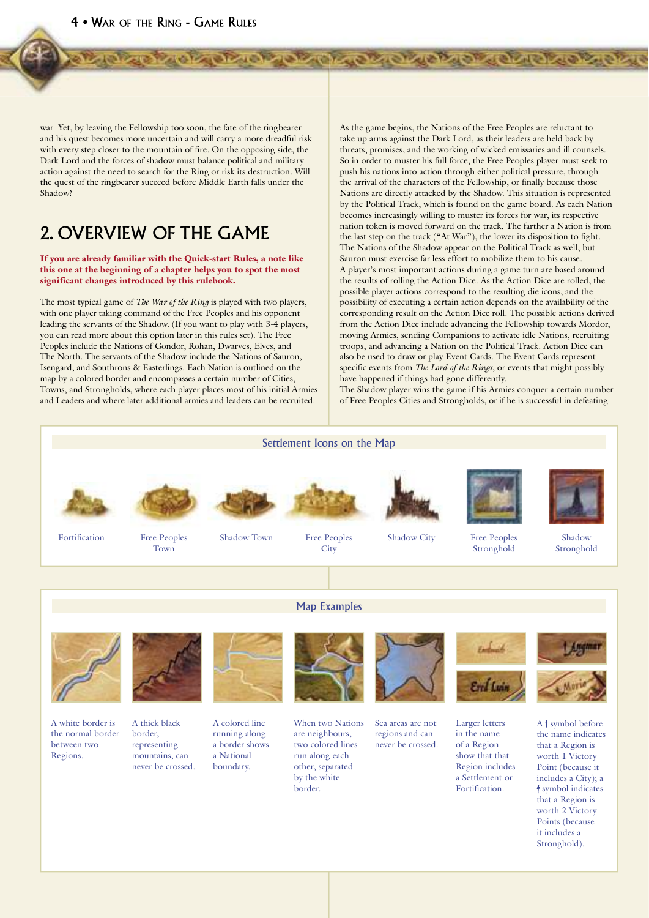war Yet, by leaving the Fellowship too soon, the fate of the ringbearer and his quest becomes more uncertain and will carry a more dreadful risk with every step closer to the mountain of fire. On the opposing side, the Dark Lord and the forces of shadow must balance political and military action against the need to search for the Ring or risk its destruction. Will the quest of the ringbearer succeed before Middle Earth falls under the Shadow?

## 2. OVERVIEW OF THE GAME

**If you are already familiar with the Quick-start Rules, a note like this one at the beginning of a chapter helps you to spot the most significant changes introduced by this rulebook.**

The most typical game of *The War of the Ring* is played with two players, with one player taking command of the Free Peoples and his opponent leading the servants of the Shadow. (If you want to play with 3-4 players, you can read more about this option later in this rules set). The Free Peoples include the Nations of Gondor, Rohan, Dwarves, Elves, and The North. The servants of the Shadow include the Nations of Sauron, Isengard, and Southrons & Easterlings. Each Nation is outlined on the map by a colored border and encompasses a certain number of Cities, Towns, and Strongholds, where each player places most of his initial Armies and Leaders and where later additional armies and leaders can be recruited.

As the game begins, the Nations of the Free Peoples are reluctant to take up arms against the Dark Lord, as their leaders are held back by threats, promises, and the working of wicked emissaries and ill counsels. So in order to muster his full force, the Free Peoples player must seek to push his nations into action through either political pressure, through the arrival of the characters of the Fellowship, or finally because those Nations are directly attacked by the Shadow. This situation is represented by the Political Track, which is found on the game board. As each Nation becomes increasingly willing to muster its forces for war, its respective nation token is moved forward on the track. The farther a Nation is from the last step on the track ("At War"), the lower its disposition to fight. The Nations of the Shadow appear on the Political Track as well, but Sauron must exercise far less effort to mobilize them to his cause.

A player's most important actions during a game turn are based around the results of rolling the Action Dice. As the Action Dice are rolled, the possible player actions correspond to the resulting die icons, and the possibility of executing a certain action depends on the availability of the corresponding result on the Action Dice roll. The possible actions derived from the Action Dice include advancing the Fellowship towards Mordor, moving Armies, sending Companions to activate idle Nations, recruiting troops, and advancing a Nation on the Political Track. Action Dice can also be used to draw or play Event Cards. The Event Cards represent specific events from *The Lord of the Rings*, or events that might possibly have happened if things had gone differently.

The Shadow player wins the game if his Armies conquer a certain number of Free Peoples Cities and Strongholds, or if he is successful in defeating

### Settlement Icons on the Map

Fortification

Free Peoples Town

Shadow Town

Free Peoples City

Shadow City

Free Peoples Stronghold

Shadow Stronghold

### Map Examples

A white border is the normal border between two Regions.

A thick black border, representing mountains, can never be crossed.

A colored line running along a border shows a National boundary.

When two Nations are neighbours, two colored lines run along each other, separated by the white border.

Sea areas are not regions and can never be crossed.

Larger letters in the name of a Region show that that Region includes a Settlement or Fortification.

A ᚨ symbol before the name indicates that a Region is worth 1 Victory Point (because it includes a City); a ᚨ symbol indicates that a Region is worth 2 Victory Points (because it includes a Stronghold).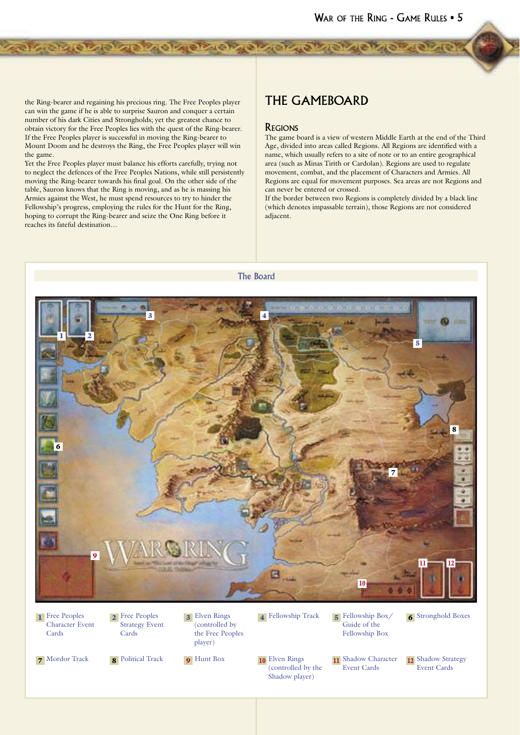the Ring-bearer and regaining his precious ring. The Free Peoples player can win the game if he is able to surprise Sauron and conquer a certain number of his dark Cities and Strongholds; yet the greatest chance to obtain victory for the Free Peoples lies with the quest of the Ring-bearer. If the Free Peoples player is successful in moving the Ring-bearer to Mount Doom and he destroys the Ring, the Free Peoples player will win the game.

Yet the Free Peoples player must balance his efforts carefully, trying not to neglect the defences of the Free Peoples Nations, while still persistently moving the Ring-bearer towards his final goal. On the other side of the table, Sauron knows that the Ring is moving, and as he is massing his Armies against the West, he must spend resources to try to hinder the Fellowship's progress, employing the rules for the Hunt for the Ring, hoping to corrupt the Ring-bearer and seize the One Ring before it reaches its fateful destination…

# THE GAMEBOARD

## Regions

The game board is a view of western Middle Earth at the end of the Third Age, divided into areas called Regions. All Regions are identified with a name, which usually refers to a site of note or to an entire geographical area (such as Minas Tirith or Cardolan). Regions are used to regulate movement, combat, and the placement of Characters and Armies. All Regions are equal for movement purposes. Sea areas are not Regions and can never be entered or crossed.

If the border between two Regions is completely divided by a black line (which denotes impassable terrain), those Regions are not considered adjacent.

### The Board

1. Free Peoples Character Event Cards
2. Free Peoples Strategy Event Cards
3. Elven Rings (controlled by the Free Peoples player)
4. Fellowship Track
5. Fellowship Box/ Guide of the Fellowship Box
6. Stronghold Boxes
7. Mordor Track
8. Political Track
9. Hunt Box
10. Elven Rings (controlled by the Shadow player)
11. Shadow Character Event Cards
12. Shadow Strategy Event Cards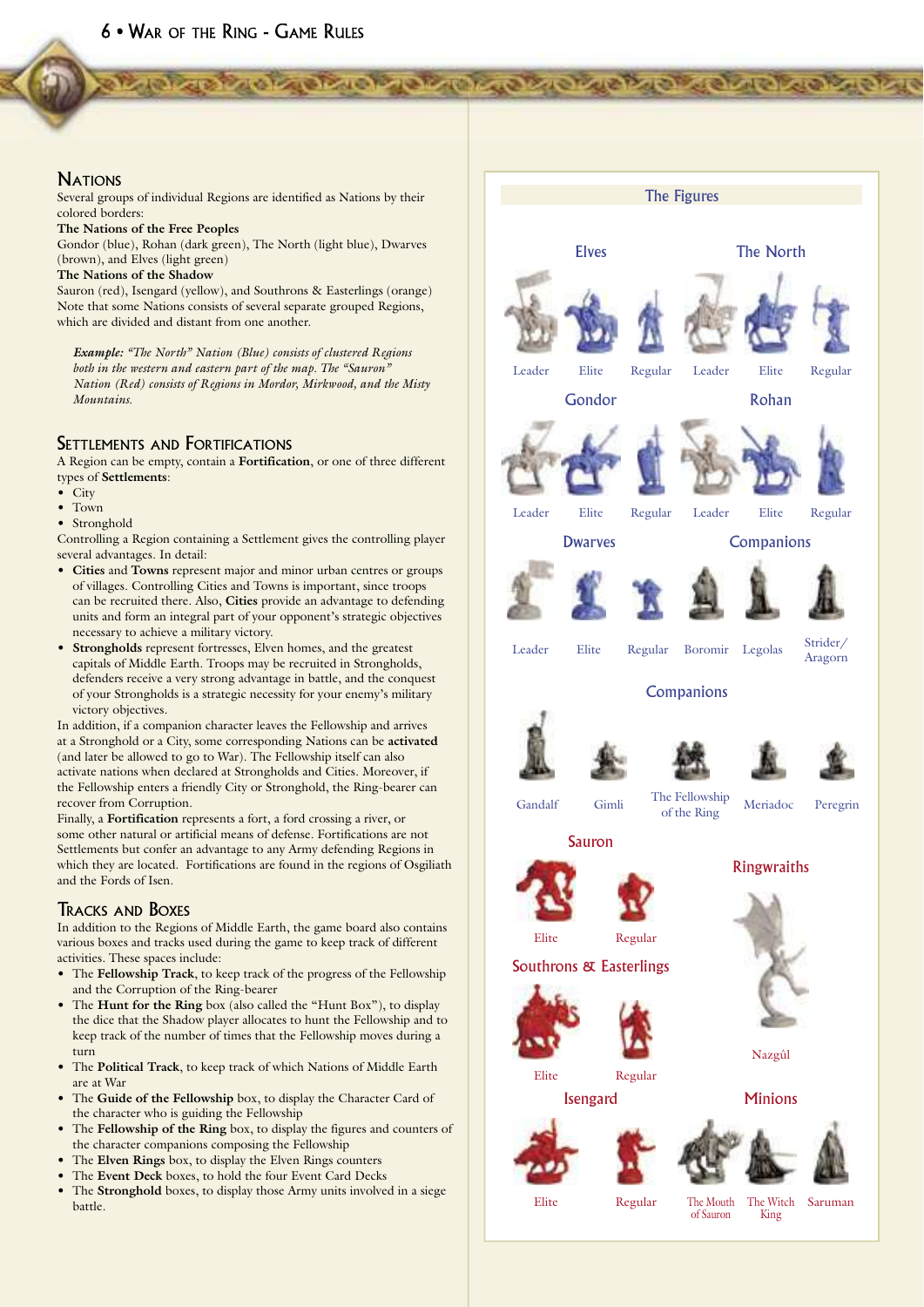## Nations

Several groups of individual Regions are identified as Nations by their colored borders:

**The Nations of the Free Peoples**

Gondor (blue), Rohan (dark green), The North (light blue), Dwarves (brown), and Elves (light green)

**The Nations of the Shadow**

Sauron (red), Isengard (yellow), and Southrons & Easterlings (orange)

Note that some Nations consists of several separate grouped Regions, which are divided and distant from one another.

> ***Example:*** *"The North" Nation (Blue) consists of clustered Regions both in the western and eastern part of the map. The "Sauron" Nation (Red) consists of Regions in Mordor, Mirkwood, and the Misty Mountains.*

## Settlements and Fortifications

A Region can be empty, contain a **Fortification**, or one of three different types of **Settlements**:

- City
- Town
- Stronghold

Controlling a Region containing a Settlement gives the controlling player several advantages. In detail:

- **Cities** and **Towns** represent major and minor urban centres or groups of villages. Controlling Cities and Towns is important, since troops can be recruited there. Also, **Cities** provide an advantage to defending units and form an integral part of your opponent's strategic objectives necessary to achieve a military victory.
- **Strongholds** represent fortresses, Elven homes, and the greatest capitals of Middle Earth. Troops may be recruited in Strongholds, defenders receive a very strong advantage in battle, and the conquest of your Strongholds is a strategic necessity for your enemy's military victory objectives.

In addition, if a companion character leaves the Fellowship and arrives at a Stronghold or a City, some corresponding Nations can be **activated** (and later be allowed to go to War). The Fellowship itself can also activate nations when declared at Strongholds and Cities. Moreover, if the Fellowship enters a friendly City or Stronghold, the Ring-bearer can recover from Corruption.

Finally, a **Fortification** represents a fort, a ford crossing a river, or some other natural or artificial means of defense. Fortifications are not Settlements but confer an advantage to any Army defending Regions in which they are located. Fortifications are found in the regions of Osgiliath and the Fords of Isen.

## Tracks and Boxes

In addition to the Regions of Middle Earth, the game board also contains various boxes and tracks used during the game to keep track of different activities. These spaces include:

- The **Fellowship Track**, to keep track of the progress of the Fellowship and the Corruption of the Ring-bearer
- The **Hunt for the Ring** box (also called the "Hunt Box"), to display the dice that the Shadow player allocates to hunt the Fellowship and to keep track of the number of times that the Fellowship moves during a turn
- The **Political Track**, to keep track of which Nations of Middle Earth are at War
- The **Guide of the Fellowship** box, to display the Character Card of the character who is guiding the Fellowship
- The **Fellowship of the Ring** box, to display the figures and counters of the character companions composing the Fellowship
- The **Elven Rings** box, to display the Elven Rings counters
- The **Event Deck** boxes, to hold the four Event Card Decks
- The **Stronghold** boxes, to display those Army units involved in a siege battle.

### The Figures

**Elves:** Leader, Elite, Regular

**The North:** Leader, Elite, Regular

**Gondor:** Leader, Elite, Regular

**Rohan:** Leader, Elite, Regular

**Dwarves:** Leader, Elite, Regular

**Companions:** Boromir, Legolas, Strider/Aragorn

**Companions:** Gandalf, Gimli, The Fellowship of the Ring, Meriadoc, Peregrin

**Sauron:** Elite, Regular

**Ringwraiths:** Nazgûl

**Southrons & Easterlings:** Elite, Regular

**Isengard:** Elite, Regular

**Minions:** The Mouth of Sauron, The Witch King, Saruman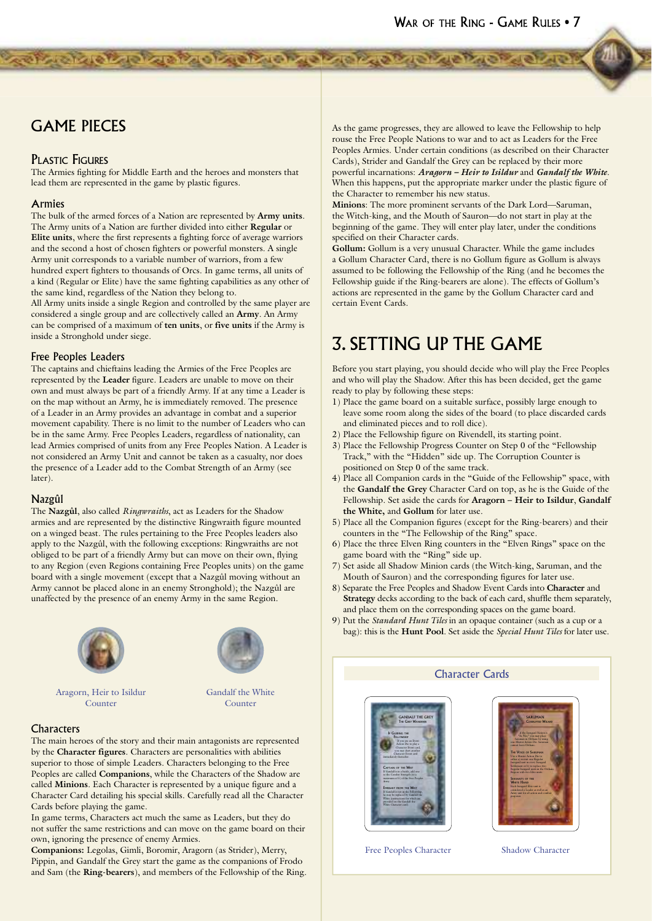# GAME PIECES

## Plastic Figures

The Armies fighting for Middle Earth and the heroes and monsters that lead them are represented in the game by plastic figures.

### Armies

The bulk of the armed forces of a Nation are represented by **Army units**. The Army units of a Nation are further divided into either **Regular** or **Elite units**, where the first represents a fighting force of average warriors and the second a host of chosen fighters or powerful monsters. A single Army unit corresponds to a variable number of warriors, from a few hundred expert fighters to thousands of Orcs. In game terms, all units of a kind (Regular or Elite) have the same fighting capabilities as any other of the same kind, regardless of the Nation they belong to.

All Army units inside a single Region and controlled by the same player are considered a single group and are collectively called an **Army**. An Army can be comprised of a maximum of **ten units**, or **five units** if the Army is inside a Stronghold under siege.

### Free Peoples Leaders

The captains and chieftains leading the Armies of the Free Peoples are represented by the **Leader** figure. Leaders are unable to move on their own and must always be part of a friendly Army. If at any time a Leader is on the map without an Army, he is immediately removed. The presence of a Leader in an Army provides an advantage in combat and a superior movement capability. There is no limit to the number of Leaders who can be in the same Army. Free Peoples Leaders, regardless of nationality, can lead Armies comprised of units from any Free Peoples Nation. A Leader is not considered an Army Unit and cannot be taken as a casualty, nor does the presence of a Leader add to the Combat Strength of an Army (see later).

### Nazgûl

The **Nazgûl**, also called *Ringwraiths*, act as Leaders for the Shadow armies and are represented by the distinctive Ringwraith figure mounted on a winged beast. The rules pertaining to the Free Peoples leaders also apply to the Nazgûl, with the following exceptions: Ringwraiths are not obliged to be part of a friendly Army but can move on their own, flying to any Region (even Regions containing Free Peoples units) on the game board with a single movement (except that a Nazgûl moving without an Army cannot be placed alone in an enemy Stronghold); the Nazgûl are unaffected by the presence of an enemy Army in the same Region.

Aragorn, Heir to Isildur Counter

Gandalf the White Counter

### Characters

The main heroes of the story and their main antagonists are represented by the **Character figures**. Characters are personalities with abilities superior to those of simple Leaders. Characters belonging to the Free Peoples are called **Companions**, while the Characters of the Shadow are called **Minions**. Each Character is represented by a unique figure and a Character Card detailing his special skills. Carefully read all the Character Cards before playing the game.

In game terms, Characters act much the same as Leaders, but they do not suffer the same restrictions and can move on the game board on their own, ignoring the presence of enemy Armies.

**Companions:** Legolas, Gimli, Boromir, Aragorn (as Strider), Merry, Pippin, and Gandalf the Grey start the game as the companions of Frodo and Sam (the **Ring-bearers**), and members of the Fellowship of the Ring. As the game progresses, they are allowed to leave the Fellowship to help rouse the Free People Nations to war and to act as Leaders for the Free Peoples Armies. Under certain conditions (as described on their Character Cards), Strider and Gandalf the Grey can be replaced by their more powerful incarnations: ***Aragorn – Heir to Isildur*** and ***Gandalf the White***. When this happens, put the appropriate marker under the plastic figure of the Character to remember his new status.

**Minions**: The more prominent servants of the Dark Lord—Saruman, the Witch-king, and the Mouth of Sauron—do not start in play at the beginning of the game. They will enter play later, under the conditions specified on their Character cards.

**Gollum:** Gollum is a very unusual Character. While the game includes a Gollum Character Card, there is no Gollum figure as Gollum is always assumed to be following the Fellowship of the Ring (and he becomes the Fellowship guide if the Ring-bearers are alone). The effects of Gollum's actions are represented in the game by the Gollum Character card and certain Event Cards.

# 3. SETTING UP THE GAME

Before you start playing, you should decide who will play the Free Peoples and who will play the Shadow. After this has been decided, get the game ready to play by following these steps:

1) Place the game board on a suitable surface, possibly large enough to leave some room along the sides of the board (to place discarded cards and eliminated pieces and to roll dice).
2) Place the Fellowship figure on Rivendell, its starting point.
3) Place the Fellowship Progress Counter on Step 0 of the "Fellowship Track," with the "Hidden" side up. The Corruption Counter is positioned on Step 0 of the same track.
4) Place all Companion cards in the "Guide of the Fellowship" space, with the **Gandalf the Grey** Character Card on top, as he is the Guide of the Fellowship. Set aside the cards for **Aragorn – Heir to Isildur**, **Gandalf the White,** and **Gollum** for later use.
5) Place all the Companion figures (except for the Ring-bearers) and their counters in the "The Fellowship of the Ring" space.
6) Place the three Elven Ring counters in the "Elven Rings" space on the game board with the "Ring" side up.
7) Set aside all Shadow Minion cards (the Witch-king, Saruman, and the Mouth of Sauron) and the corresponding figures for later use.
8) Separate the Free Peoples and Shadow Event Cards into **Character** and **Strategy** decks according to the back of each card, shuffle them separately, and place them on the corresponding spaces on the game board.
9) Put the *Standard Hunt Tiles* in an opaque container (such as a cup or a bag): this is the **Hunt Pool**. Set aside the *Special Hunt Tiles* for later use.

Character Cards

Free Peoples Character

Shadow Character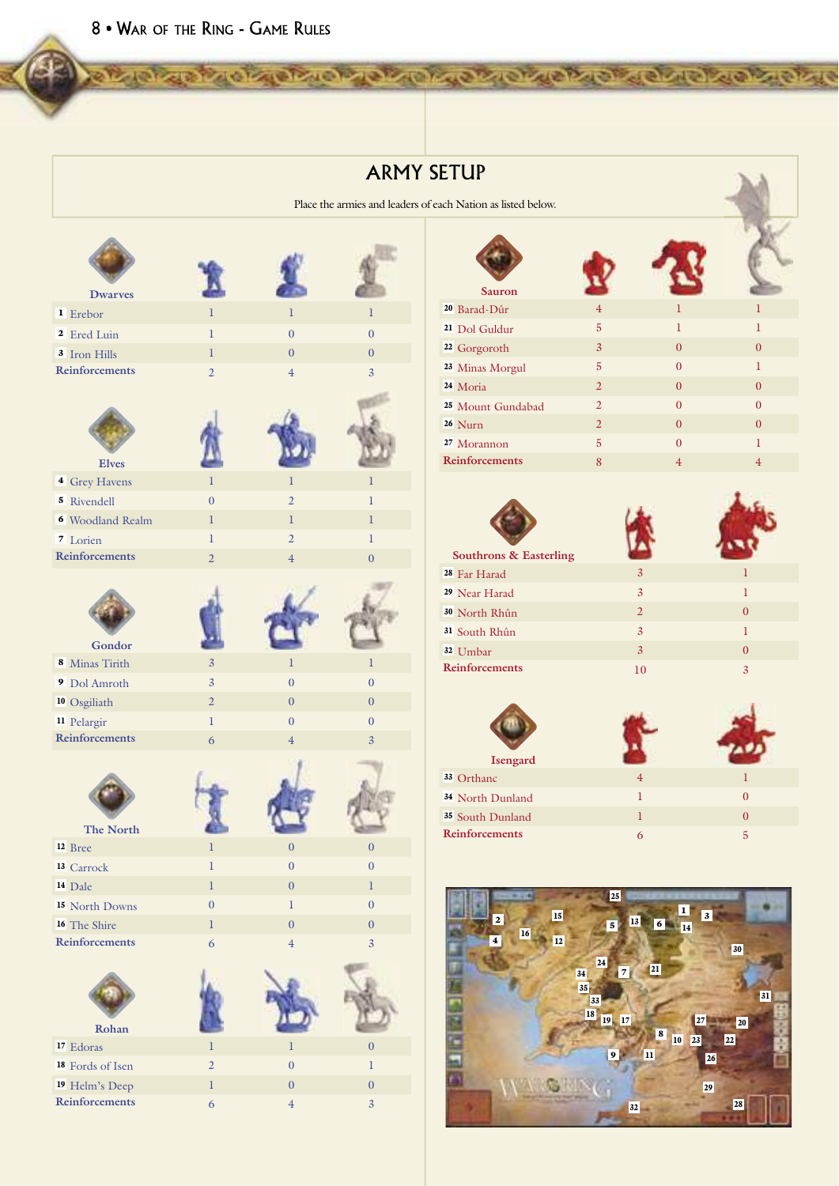# ARMY SETUP

Place the armies and leaders of each Nation as listed below.

| Dwarves | Regular | Elite | Leader |
|---|---|---|---|
| 1 Erebor | 1 | 1 | 1 |
| 2 Ered Luin | 1 | 0 | 0 |
| 3 Iron Hills | 1 | 0 | 0 |
| Reinforcements | 2 | 4 | 3 |

| Elves | Regular | Elite | Leader |
|---|---|---|---|
| 4 Grey Havens | 1 | 1 | 1 |
| 5 Rivendell | 0 | 2 | 1 |
| 6 Woodland Realm | 1 | 1 | 1 |
| 7 Lorien | 1 | 2 | 1 |
| Reinforcements | 2 | 4 | 0 |

| Gondor | Regular | Elite | Leader |
|---|---|---|---|
| 8 Minas Tirith | 3 | 1 | 1 |
| 9 Dol Amroth | 3 | 0 | 0 |
| 10 Osgiliath | 2 | 0 | 0 |
| 11 Pelargir | 1 | 0 | 0 |
| Reinforcements | 6 | 4 | 3 |

| The North | Regular | Elite | Leader |
|---|---|---|---|
| 12 Bree | 1 | 0 | 0 |
| 13 Carrock | 1 | 0 | 0 |
| 14 Dale | 1 | 0 | 1 |
| 15 North Downs | 0 | 1 | 0 |
| 16 The Shire | 1 | 0 | 0 |
| Reinforcements | 6 | 4 | 3 |

| Rohan | Regular | Elite | Leader |
|---|---|---|---|
| 17 Edoras | 1 | 1 | 0 |
| 18 Fords of Isen | 2 | 0 | 1 |
| 19 Helm's Deep | 1 | 0 | 0 |
| Reinforcements | 6 | 4 | 3 |

| Sauron | Regular | Elite | Nazgûl |
|---|---|---|---|
| 20 Barad-Dûr | 4 | 1 | 1 |
| 21 Dol Guldur | 5 | 1 | 1 |
| 22 Gorgoroth | 3 | 0 | 0 |
| 23 Minas Morgul | 5 | 0 | 1 |
| 24 Moria | 2 | 0 | 0 |
| 25 Mount Gundabad | 2 | 0 | 0 |
| 26 Nurn | 2 | 0 | 0 |
| 27 Morannon | 5 | 0 | 1 |
| Reinforcements | 8 | 4 | 4 |

| Southrons & Easterling | Regular | Elite |
|---|---|---|
| 28 Far Harad | 3 | 1 |
| 29 Near Harad | 3 | 1 |
| 30 North Rhûn | 2 | 0 |
| 31 South Rhûn | 3 | 1 |
| 32 Umbar | 3 | 0 |
| Reinforcements | 10 | 3 |

| Isengard | Regular | Elite |
|---|---|---|
| 33 Orthanc | 4 | 1 |
| 34 North Dunland | 1 | 0 |
| 35 South Dunland | 1 | 0 |
| Reinforcements | 6 | 5 |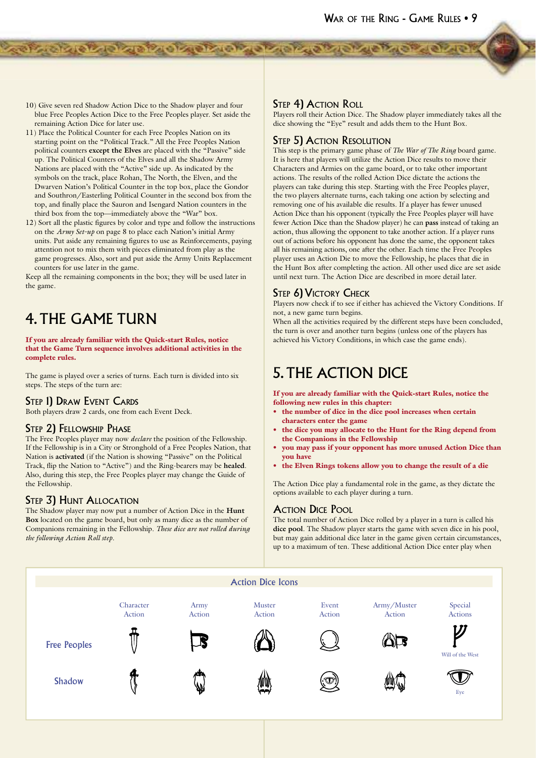10) Give seven red Shadow Action Dice to the Shadow player and four blue Free Peoples Action Dice to the Free Peoples player. Set aside the remaining Action Dice for later use.

11) Place the Political Counter for each Free Peoples Nation on its starting point on the "Political Track." All the Free Peoples Nation political counters **except the Elves** are placed with the "Passive" side up. The Political Counters of the Elves and all the Shadow Army Nations are placed with the "Active" side up. As indicated by the symbols on the track, place Rohan, The North, the Elven, and the Dwarven Nation's Political Counter in the top box, place the Gondor and Southron/Easterling Political Counter in the second box from the top, and finally place the Sauron and Isengard Nation counters in the third box from the top—immediately above the "War" box.

12) Sort all the plastic figures by color and type and follow the instructions on the *Army Set-up* on page 8 to place each Nation's initial Army units. Put aside any remaining figures to use as Reinforcements, paying attention not to mix them with pieces eliminated from play as the game progresses. Also, sort and put aside the Army Units Replacement counters for use later in the game.

Keep all the remaining components in the box; they will be used later in the game.

# 4. THE GAME TURN

**If you are already familiar with the Quick-start Rules, notice that the Game Turn sequence involves additional activities in the complete rules.**

The game is played over a series of turns. Each turn is divided into six steps. The steps of the turn are:

## Step 1) Draw Event Cards

Both players draw 2 cards, one from each Event Deck.

## Step 2) Fellowship Phase

The Free Peoples player may now *declare* the position of the Fellowship. If the Fellowship is in a City or Stronghold of a Free Peoples Nation, that Nation is **activated** (if the Nation is showing "Passive" on the Political Track, flip the Nation to "Active") and the Ring-bearers may be **healed**. Also, during this step, the Free Peoples player may change the Guide of the Fellowship.

## Step 3) Hunt Allocation

The Shadow player may now put a number of Action Dice in the **Hunt Box** located on the game board, but only as many dice as the number of Companions remaining in the Fellowship. *These dice are not rolled during the following Action Roll step.*

## Step 4) Action Roll

Players roll their Action Dice. The Shadow player immediately takes all the dice showing the "Eye" result and adds them to the Hunt Box.

## Step 5) Action Resolution

This step is the primary game phase of *The War of The Ring* board game. It is here that players will utilize the Action Dice results to move their Characters and Armies on the game board, or to take other important actions. The results of the rolled Action Dice dictate the actions the players can take during this step. Starting with the Free Peoples player, the two players alternate turns, each taking one action by selecting and removing one of his available die results. If a player has fewer unused Action Dice than his opponent (typically the Free Peoples player will have fewer Action Dice than the Shadow player) he can **pass** instead of taking an action, thus allowing the opponent to take another action. If a player runs out of actions before his opponent has done the same, the opponent takes all his remaining actions, one after the other. Each time the Free Peoples player uses an Action Die to move the Fellowship, he places that die in the Hunt Box after completing the action. All other used dice are set aside until next turn. The Action Dice are described in more detail later.

## Step 6) Victory Check

Players now check if to see if either has achieved the Victory Conditions. If not, a new game turn begins.

When all the activities required by the different steps have been concluded, the turn is over and another turn begins (unless one of the players has achieved his Victory Conditions, in which case the game ends).

# 5. THE ACTION DICE

**If you are already familiar with the Quick-start Rules, notice the following new rules in this chapter:**

- **the number of dice in the dice pool increases when certain characters enter the game**
- **the dice you may allocate to the Hunt for the Ring depend from the Companions in the Fellowship**
- **you may pass if your opponent has more unused Action Dice than you have**
- **the Elven Rings tokens allow you to change the result of a die**

The Action Dice play a fundamental role in the game, as they dictate the options available to each player during a turn.

## Action Dice Pool

The total number of Action Dice rolled by a player in a turn is called his **dice pool**. The Shadow player starts the game with seven dice in his pool, but may gain additional dice later in the game given certain circumstances, up to a maximum of ten. These additional Action Dice enter play when

**Action Dice Icons**

| | Character Action | Army Action | Muster Action | Event Action | Army/Muster Action | Special Actions |
|---|---|---|---|---|---|---|
| Free Peoples | | | | | | Will of the West |
| Shadow | | | | | | Eye |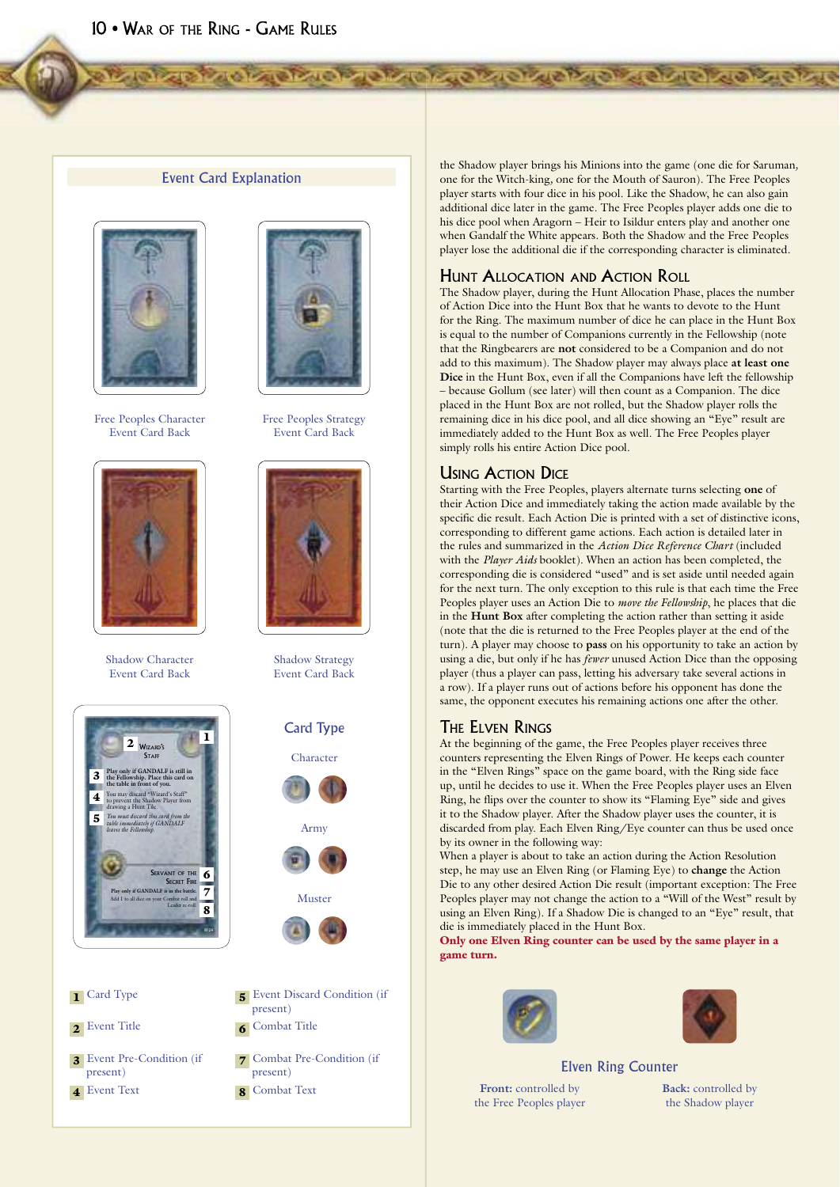## Event Card Explanation

Free Peoples Character Event Card Back

Free Peoples Strategy Event Card Back

Shadow Character Event Card Back

Shadow Strategy Event Card Back

1 Card Type
2 Wizard's Staff
3 Play only if GANDALF is still in the Fellowship. Place this card on the table in front of you.
4 You may discard "Wizard's Staff" to prevent the Shadow Player from drawing a Hunt Tile.
5 You must discard this card from the table immediately if GANDALF leaves the Fellowship.
6 Servant of the Secret Fire
7 Play only if GANDALF is in the battle. Add 1 to all dice on your Combat roll and Leader re-roll
8

### Card Type

Character

Army

Muster

1. Card Type
2. Event Title
3. Event Pre-Condition (if present)
4. Event Text
5. Event Discard Condition (if present)
6. Combat Title
7. Combat Pre-Condition (if present)
8. Combat Text

the Shadow player brings his Minions into the game (one die for Saruman, one for the Witch-king, one for the Mouth of Sauron). The Free Peoples player starts with four dice in his pool. Like the Shadow, he can also gain additional dice later in the game. The Free Peoples player adds one die to his dice pool when Aragorn – Heir to Isildur enters play and another one when Gandalf the White appears. Both the Shadow and the Free Peoples player lose the additional die if the corresponding character is eliminated.

## Hunt Allocation and Action Roll

The Shadow player, during the Hunt Allocation Phase, places the number of Action Dice into the Hunt Box that he wants to devote to the Hunt for the Ring. The maximum number of dice he can place in the Hunt Box is equal to the number of Companions currently in the Fellowship (note that the Ringbearers are **not** considered to be a Companion and do not add to this maximum). The Shadow player may always place **at least one Dice** in the Hunt Box, even if all the Companions have left the fellowship – because Gollum (see later) will then count as a Companion. The dice placed in the Hunt Box are not rolled, but the Shadow player rolls the remaining dice in his dice pool, and all dice showing an "Eye" result are immediately added to the Hunt Box as well. The Free Peoples player simply rolls his entire Action Dice pool.

## Using Action Dice

Starting with the Free Peoples, players alternate turns selecting **one** of their Action Dice and immediately taking the action made available by the specific die result. Each Action Die is printed with a set of distinctive icons, corresponding to different game actions. Each action is detailed later in the rules and summarized in the *Action Dice Reference Chart* (included with the *Player Aids* booklet). When an action has been completed, the corresponding die is considered "used" and is set aside until needed again for the next turn. The only exception to this rule is that each time the Free Peoples player uses an Action Die to *move the Fellowship*, he places that die in the **Hunt Box** after completing the action rather than setting it aside (note that the die is returned to the Free Peoples player at the end of the turn). A player may choose to **pass** on his opportunity to take an action by using a die, but only if he has *fewer* unused Action Dice than the opposing player (thus a player can pass, letting his adversary take several actions in a row). If a player runs out of actions before his opponent has done the same, the opponent executes his remaining actions one after the other.

## The Elven Rings

At the beginning of the game, the Free Peoples player receives three counters representing the Elven Rings of Power. He keeps each counter in the "Elven Rings" space on the game board, with the Ring side face up, until he decides to use it. When the Free Peoples player uses an Elven Ring, he flips over the counter to show its "Flaming Eye" side and gives it to the Shadow player. After the Shadow player uses the counter, it is discarded from play. Each Elven Ring/Eye counter can thus be used once by its owner in the following way:

When a player is about to take an action during the Action Resolution step, he may use an Elven Ring (or Flaming Eye) to **change** the Action Die to any other desired Action Die result (important exception: The Free Peoples player may not change the action to a "Will of the West" result by using an Elven Ring). If a Shadow Die is changed to an "Eye" result, that die is immediately placed in the Hunt Box.

**Only one Elven Ring counter can be used by the same player in a game turn.**

### Elven Ring Counter

**Front:** controlled by the Free Peoples player

**Back:** controlled by the Shadow player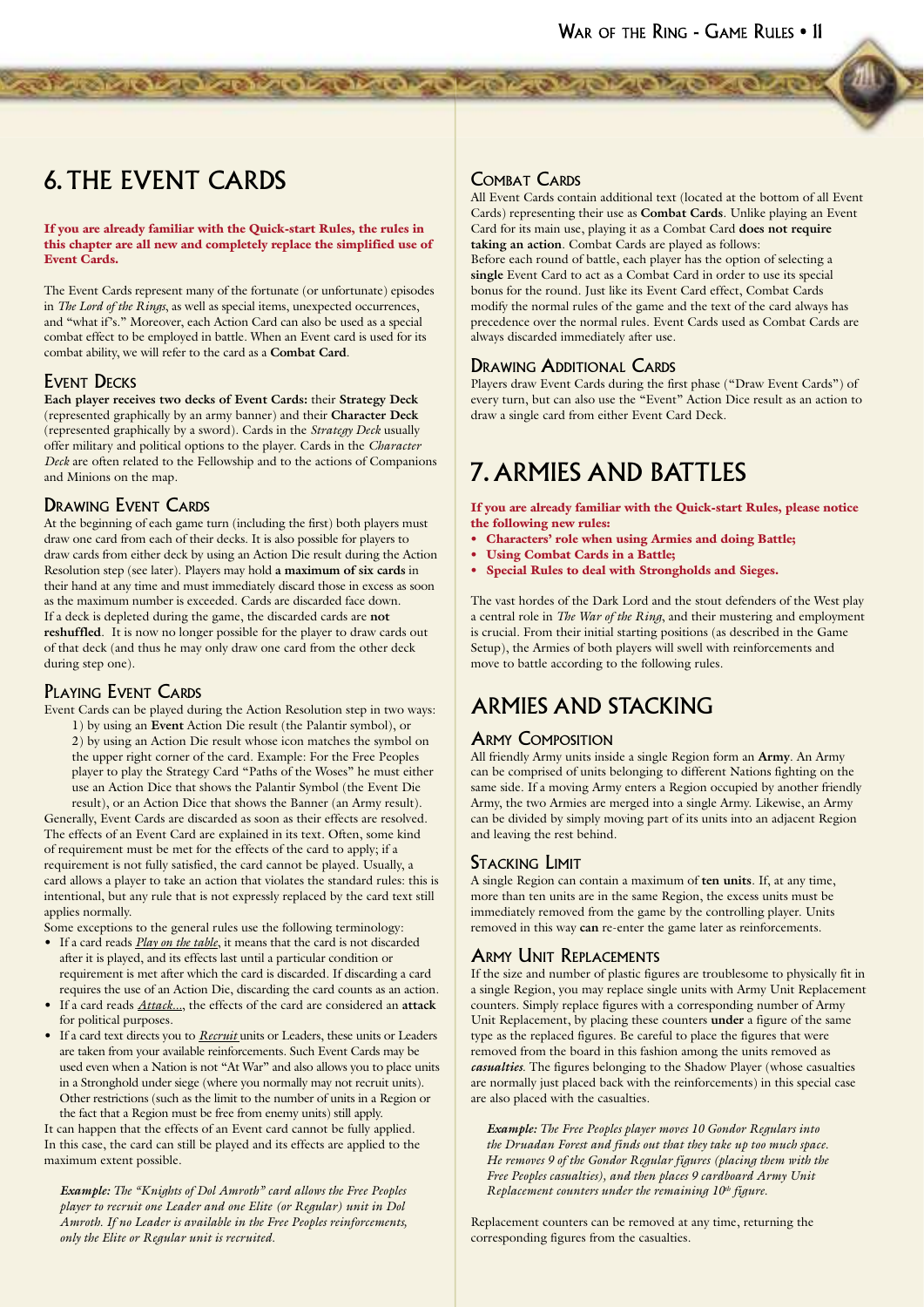# 6. THE EVENT CARDS

**If you are already familiar with the Quick-start Rules, the rules in this chapter are all new and completely replace the simplified use of Event Cards.**

The Event Cards represent many of the fortunate (or unfortunate) episodes in *The Lord of the Rings*, as well as special items, unexpected occurrences, and "what if's." Moreover, each Action Card can also be used as a special combat effect to be employed in battle. When an Event card is used for its combat ability, we will refer to the card as a **Combat Card**.

## Event Decks

**Each player receives two decks of Event Cards:** their **Strategy Deck** (represented graphically by an army banner) and their **Character Deck** (represented graphically by a sword). Cards in the *Strategy Deck* usually offer military and political options to the player. Cards in the *Character Deck* are often related to the Fellowship and to the actions of Companions and Minions on the map.

## Drawing Event Cards

At the beginning of each game turn (including the first) both players must draw one card from each of their decks. It is also possible for players to draw cards from either deck by using an Action Die result during the Action Resolution step (see later). Players may hold **a maximum of six cards** in their hand at any time and must immediately discard those in excess as soon as the maximum number is exceeded. Cards are discarded face down.

If a deck is depleted during the game, the discarded cards are **not reshuffled**. It is now no longer possible for the player to draw cards out of that deck (and thus he may only draw one card from the other deck during step one).

## Playing Event Cards

Event Cards can be played during the Action Resolution step in two ways:

1) by using an **Event** Action Die result (the Palantir symbol), or
2) by using an Action Die result whose icon matches the symbol on the upper right corner of the card. Example: For the Free Peoples player to play the Strategy Card "Paths of the Woses" he must either use an Action Dice that shows the Palantir Symbol (the Event Die result), or an Action Dice that shows the Banner (an Army result).

Generally, Event Cards are discarded as soon as their effects are resolved. The effects of an Event Card are explained in its text. Often, some kind of requirement must be met for the effects of the card to apply; if a requirement is not fully satisfied, the card cannot be played. Usually, a card allows a player to take an action that violates the standard rules: this is intentional, but any rule that is not expressly replaced by the card text still applies normally.

Some exceptions to the general rules use the following terminology:

- If a card reads *Play on the table*, it means that the card is not discarded after it is played, and its effects last until a particular condition or requirement is met after which the card is discarded. If discarding a card requires the use of an Action Die, discarding the card counts as an action.
- If a card reads *Attack...*, the effects of the card are considered an **attack** for political purposes.
- If a card text directs you to *Recruit* units or Leaders, these units or Leaders are taken from your available reinforcements. Such Event Cards may be used even when a Nation is not "At War" and also allows you to place units in a Stronghold under siege (where you normally may not recruit units). Other restrictions (such as the limit to the number of units in a Region or the fact that a Region must be free from enemy units) still apply.

It can happen that the effects of an Event card cannot be fully applied. In this case, the card can still be played and its effects are applied to the maximum extent possible.

*__Example:__ The "Knights of Dol Amroth" card allows the Free Peoples player to recruit one Leader and one Elite (or Regular) unit in Dol Amroth. If no Leader is available in the Free Peoples reinforcements, only the Elite or Regular unit is recruited.*

## Combat Cards

All Event Cards contain additional text (located at the bottom of all Event Cards) representing their use as **Combat Cards**. Unlike playing an Event Card for its main use, playing it as a Combat Card **does not require taking an action**. Combat Cards are played as follows:

Before each round of battle, each player has the option of selecting a **single** Event Card to act as a Combat Card in order to use its special bonus for the round. Just like its Event Card effect, Combat Cards modify the normal rules of the game and the text of the card always has precedence over the normal rules. Event Cards used as Combat Cards are always discarded immediately after use.

## Drawing Additional Cards

Players draw Event Cards during the first phase ("Draw Event Cards") of every turn, but can also use the "Event" Action Dice result as an action to draw a single card from either Event Card Deck.

# 7. ARMIES AND BATTLES

**If you are already familiar with the Quick-start Rules, please notice the following new rules:**

- **Characters' role when using Armies and doing Battle;**
- **Using Combat Cards in a Battle;**
- **Special Rules to deal with Strongholds and Sieges.**

The vast hordes of the Dark Lord and the stout defenders of the West play a central role in *The War of the Ring*, and their mustering and employment is crucial. From their initial starting positions (as described in the Game Setup), the Armies of both players will swell with reinforcements and move to battle according to the following rules.

# ARMIES AND STACKING

## Army Composition

All friendly Army units inside a single Region form an **Army**. An Army can be comprised of units belonging to different Nations fighting on the same side. If a moving Army enters a Region occupied by another friendly Army, the two Armies are merged into a single Army. Likewise, an Army can be divided by simply moving part of its units into an adjacent Region and leaving the rest behind.

## Stacking Limit

A single Region can contain a maximum of **ten units**. If, at any time, more than ten units are in the same Region, the excess units must be immediately removed from the game by the controlling player. Units removed in this way **can** re-enter the game later as reinforcements.

## Army Unit Replacements

If the size and number of plastic figures are troublesome to physically fit in a single Region, you may replace single units with Army Unit Replacement counters. Simply replace figures with a corresponding number of Army Unit Replacement, by placing these counters **under** a figure of the same type as the replaced figures. Be careful to place the figures that were removed from the board in this fashion among the units removed as ***casualties***. The figures belonging to the Shadow Player (whose casualties are normally just placed back with the reinforcements) in this special case are also placed with the casualties.

*__Example:__ The Free Peoples player moves 10 Gondor Regulars into the Druadan Forest and finds out that they take up too much space. He removes 9 of the Gondor Regular figures (placing them with the Free Peoples casualties), and then places 9 cardboard Army Unit Replacement counters under the remaining 10th figure.*

Replacement counters can be removed at any time, returning the corresponding figures from the casualties.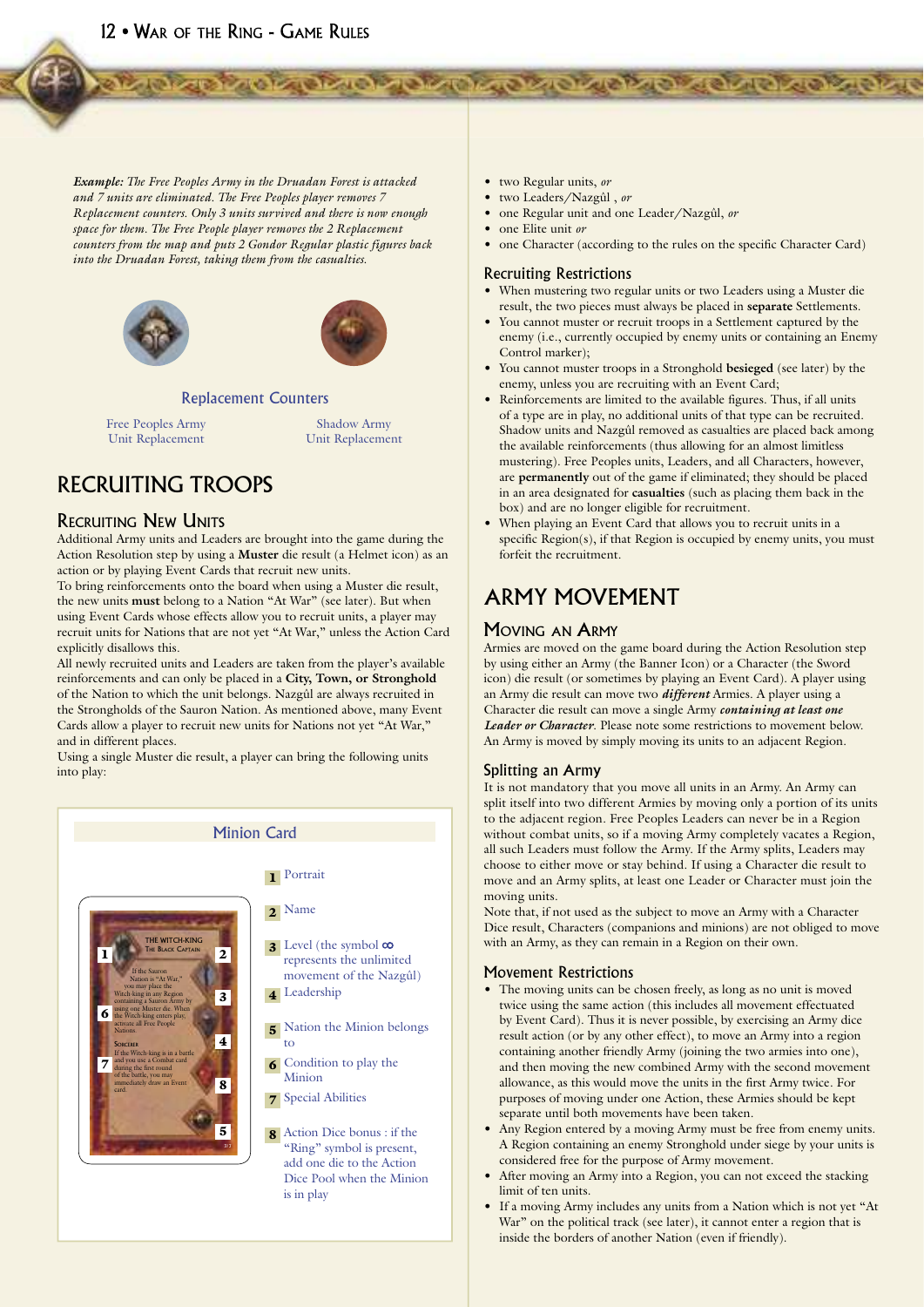*Example: The Free Peoples Army in the Druadan Forest is attacked and 7 units are eliminated. The Free Peoples player removes 7 Replacement counters. Only 3 units survived and there is now enough space for them. The Free People player removes the 2 Replacement counters from the map and puts 2 Gondor Regular plastic figures back into the Druadan Forest, taking them from the casualties.*

**Replacement Counters**

Free Peoples Army Unit Replacement

Shadow Army Unit Replacement

# RECRUITING TROOPS

## Recruiting New Units

Additional Army units and Leaders are brought into the game during the Action Resolution step by using a **Muster** die result (a Helmet icon) as an action or by playing Event Cards that recruit new units.

To bring reinforcements onto the board when using a Muster die result, the new units **must** belong to a Nation "At War" (see later). But when using Event Cards whose effects allow you to recruit units, a player may recruit units for Nations that are not yet "At War," unless the Action Card explicitly disallows this.

All newly recruited units and Leaders are taken from the player's available reinforcements and can only be placed in a **City, Town, or Stronghold** of the Nation to which the unit belongs. Nazgûl are always recruited in the Strongholds of the Sauron Nation. As mentioned above, many Event Cards allow a player to recruit new units for Nations not yet "At War," and in different places.

Using a single Muster die result, a player can bring the following units into play:

**Minion Card**

1. Portrait
2. Name
3. Level (the symbol ∞ represents the unlimited movement of the Nazgûl)
4. Leadership
5. Nation the Minion belongs to
6. Condition to play the Minion
7. Special Abilities
8. Action Dice bonus : if the "Ring" symbol is present, add one die to the Action Dice Pool when the Minion is in play

- two Regular units, *or*
- two Leaders/Nazgûl , *or*
- one Regular unit and one Leader/Nazgûl, *or*
- one Elite unit *or*
- one Character (according to the rules on the specific Character Card)

## Recruiting Restrictions

- When mustering two regular units or two Leaders using a Muster die result, the two pieces must always be placed in **separate** Settlements.
- You cannot muster or recruit troops in a Settlement captured by the enemy (i.e., currently occupied by enemy units or containing an Enemy Control marker);
- You cannot muster troops in a Stronghold **besieged** (see later) by the enemy, unless you are recruiting with an Event Card;
- Reinforcements are limited to the available figures. Thus, if all units of a type are in play, no additional units of that type can be recruited. Shadow units and Nazgûl removed as casualties are placed back among the available reinforcements (thus allowing for an almost limitless mustering). Free Peoples units, Leaders, and all Characters, however, are **permanently** out of the game if eliminated; they should be placed in an area designated for **casualties** (such as placing them back in the box) and are no longer eligible for recruitment.
- When playing an Event Card that allows you to recruit units in a specific Region(s), if that Region is occupied by enemy units, you must forfeit the recruitment.

# ARMY MOVEMENT

## Moving an Army

Armies are moved on the game board during the Action Resolution step by using either an Army (the Banner Icon) or a Character (the Sword icon) die result (or sometimes by playing an Event Card). A player using an Army die result can move two ***different*** Armies. A player using a Character die result can move a single Army ***containing at least one Leader or Character***. Please note some restrictions to movement below. An Army is moved by simply moving its units to an adjacent Region.

### Splitting an Army

It is not mandatory that you move all units in an Army. An Army can split itself into two different Armies by moving only a portion of its units to the adjacent region. Free Peoples Leaders can never be in a Region without combat units, so if a moving Army completely vacates a Region, all such Leaders must follow the Army. If the Army splits, Leaders may choose to either move or stay behind. If using a Character die result to move and an Army splits, at least one Leader or Character must join the moving units.

Note that, if not used as the subject to move an Army with a Character Dice result, Characters (companions and minions) are not obliged to move with an Army, as they can remain in a Region on their own.

### Movement Restrictions

- The moving units can be chosen freely, as long as no unit is moved twice using the same action (this includes all movement effectuated by Event Card). Thus it is never possible, by exercising an Army dice result action (or by any other effect), to move an Army into a region containing another friendly Army (joining the two armies into one), and then moving the new combined Army with the second movement allowance, as this would move the units in the first Army twice. For purposes of moving under one Action, these Armies should be kept separate until both movements have been taken.
- Any Region entered by a moving Army must be free from enemy units. A Region containing an enemy Stronghold under siege by your units is considered free for the purpose of Army movement.
- After moving an Army into a Region, you can not exceed the stacking limit of ten units.
- If a moving Army includes any units from a Nation which is not yet "At War" on the political track (see later), it cannot enter a region that is inside the borders of another Nation (even if friendly).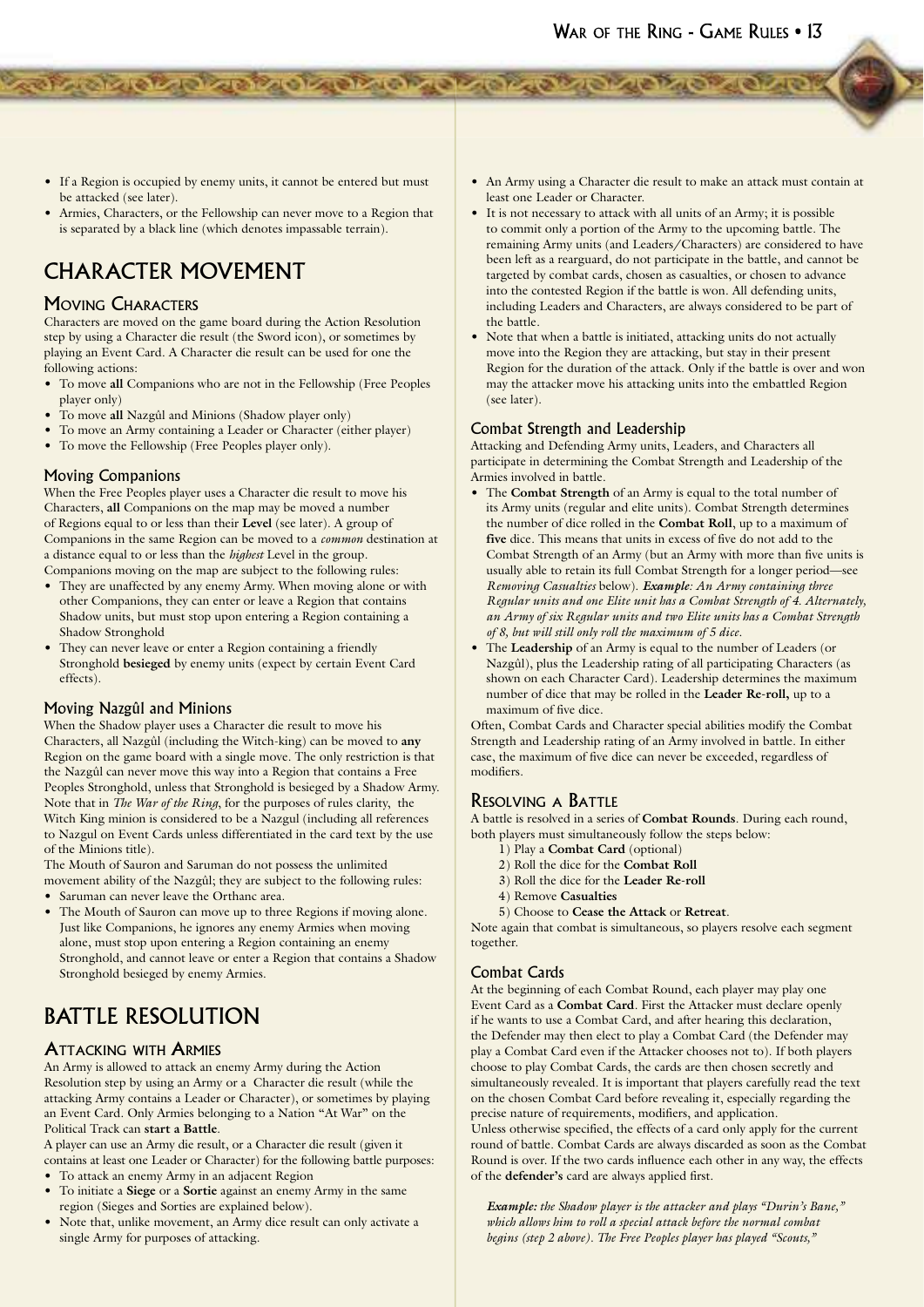- If a Region is occupied by enemy units, it cannot be entered but must be attacked (see later).
- Armies, Characters, or the Fellowship can never move to a Region that is separated by a black line (which denotes impassable terrain).

# CHARACTER MOVEMENT

## Moving Characters

Characters are moved on the game board during the Action Resolution step by using a Character die result (the Sword icon), or sometimes by playing an Event Card. A Character die result can be used for one the following actions:

- To move **all** Companions who are not in the Fellowship (Free Peoples player only)
- To move **all** Nazgûl and Minions (Shadow player only)
- To move an Army containing a Leader or Character (either player)
- To move the Fellowship (Free Peoples player only).

### Moving Companions

When the Free Peoples player uses a Character die result to move his Characters, **all** Companions on the map may be moved a number of Regions equal to or less than their **Level** (see later). A group of Companions in the same Region can be moved to a *common* destination at a distance equal to or less than the *highest* Level in the group.

Companions moving on the map are subject to the following rules:

- They are unaffected by any enemy Army. When moving alone or with other Companions, they can enter or leave a Region that contains Shadow units, but must stop upon entering a Region containing a Shadow Stronghold
- They can never leave or enter a Region containing a friendly Stronghold **besieged** by enemy units (expect by certain Event Card effects).

### Moving Nazgûl and Minions

When the Shadow player uses a Character die result to move his Characters, Nazgûl (including the Witch-king) can be moved to **any** Region on the game board with a single move. The only restriction is that the Nazgûl can never move this way into a Region that contains a Free Peoples Stronghold, unless that Stronghold is besieged by a Shadow Army. Note that in *The War of the Ring*, for the purposes of rules clarity, the Witch King minion is considered to be a Nazgul (including all references to Nazgul on Event Cards unless differentiated in the card text by the use of the Minions title).

The Mouth of Sauron and Saruman do not possess the unlimited movement ability of the Nazgûl; they are subject to the following rules:

- Saruman can never leave the Orthanc area.
- The Mouth of Sauron can move up to three Regions if moving alone. Just like Companions, he ignores any enemy Armies when moving alone, must stop upon entering a Region containing an enemy Stronghold, and cannot leave or enter a Region that contains a Shadow Stronghold besieged by enemy Armies.

# BATTLE RESOLUTION

## Attacking with Armies

An Army is allowed to attack an enemy Army during the Action Resolution step by using an Army or a Character die result (while the attacking Army contains a Leader or Character), or sometimes by playing an Event Card. Only Armies belonging to a Nation "At War" on the Political Track can **start a Battle**.

A player can use an Army die result, or a Character die result (given it contains at least one Leader or Character) for the following battle purposes:

- To attack an enemy Army in an adjacent Region
- To initiate a **Siege** or a **Sortie** against an enemy Army in the same region (Sieges and Sorties are explained below).
- Note that, unlike movement, an Army dice result can only activate a single Army for purposes of attacking.
- An Army using a Character die result to make an attack must contain at least one Leader or Character.
- It is not necessary to attack with all units of an Army; it is possible to commit only a portion of the Army to the upcoming battle. The remaining Army units (and Leaders/Characters) are considered to have been left as a rearguard, do not participate in the battle, and cannot be targeted by combat cards, chosen as casualties, or chosen to advance into the contested Region if the battle is won. All defending units, including Leaders and Characters, are always considered to be part of the battle.
- Note that when a battle is initiated, attacking units do not actually move into the Region they are attacking, but stay in their present Region for the duration of the attack. Only if the battle is over and won may the attacker move his attacking units into the embattled Region (see later).

### Combat Strength and Leadership

Attacking and Defending Army units, Leaders, and Characters all participate in determining the Combat Strength and Leadership of the Armies involved in battle.

- The **Combat Strength** of an Army is equal to the total number of its Army units (regular and elite units). Combat Strength determines the number of dice rolled in the **Combat Roll**, up to a maximum of **five** dice. This means that units in excess of five do not add to the Combat Strength of an Army (but an Army with more than five units is usually able to retain its full Combat Strength for a longer period—see *Removing Casualties* below). ***Example****: An Army containing three Regular units and one Elite unit has a Combat Strength of 4. Alternately, an Army of six Regular units and two Elite units has a Combat Strength of 8, but will still only roll the maximum of 5 dice.*
- The **Leadership** of an Army is equal to the number of Leaders (or Nazgûl), plus the Leadership rating of all participating Characters (as shown on each Character Card). Leadership determines the maximum number of dice that may be rolled in the **Leader Re-roll,** up to a maximum of five dice.

Often, Combat Cards and Character special abilities modify the Combat Strength and Leadership rating of an Army involved in battle. In either case, the maximum of five dice can never be exceeded, regardless of modifiers.

## Resolving a Battle

A battle is resolved in a series of **Combat Rounds**. During each round, both players must simultaneously follow the steps below:

1) Play a **Combat Card** (optional)
2) Roll the dice for the **Combat Roll**
3) Roll the dice for the **Leader Re-roll**
4) Remove **Casualties**
5) Choose to **Cease the Attack** or **Retreat**.

Note again that combat is simultaneous, so players resolve each segment together.

### Combat Cards

At the beginning of each Combat Round, each player may play one Event Card as a **Combat Card**. First the Attacker must declare openly if he wants to use a Combat Card, and after hearing this declaration, the Defender may then elect to play a Combat Card (the Defender may play a Combat Card even if the Attacker chooses not to). If both players choose to play Combat Cards, the cards are then chosen secretly and simultaneously revealed. It is important that players carefully read the text on the chosen Combat Card before revealing it, especially regarding the precise nature of requirements, modifiers, and application.

Unless otherwise specified, the effects of a card only apply for the current round of battle. Combat Cards are always discarded as soon as the Combat Round is over. If the two cards influence each other in any way, the effects of the **defender's** card are always applied first.

***Example:*** *the Shadow player is the attacker and plays "Durin's Bane," which allows him to roll a special attack before the normal combat begins (step 2 above). The Free Peoples player has played "Scouts,"*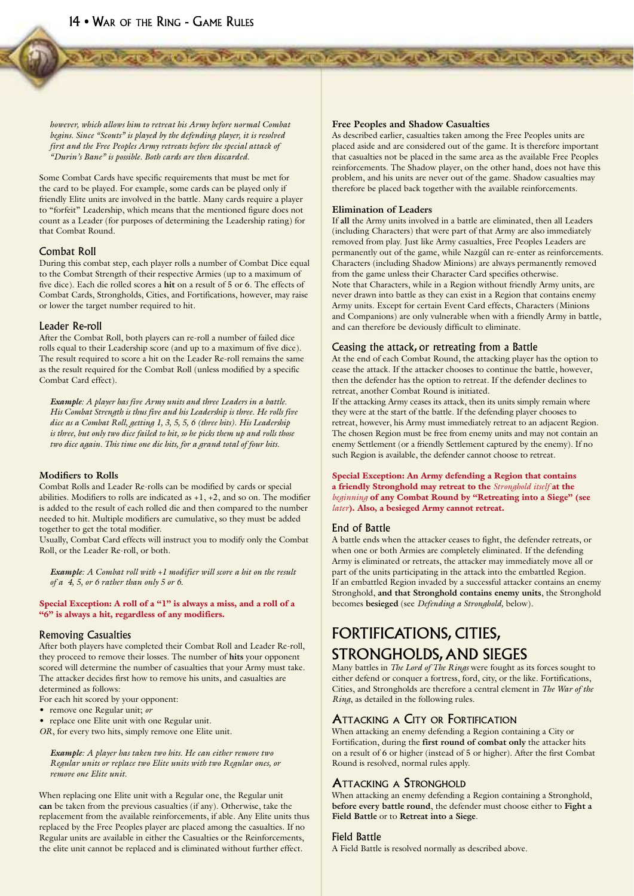*however, which allows him to retreat his Army before normal Combat begins. Since "Scouts" is played by the defending player, it is resolved first and the Free Peoples Army retreats before the special attack of "Durin's Bane" is possible. Both cards are then discarded.*

Some Combat Cards have specific requirements that must be met for the card to be played. For example, some cards can be played only if friendly Elite units are involved in the battle. Many cards require a player to "forfeit" Leadership, which means that the mentioned figure does not count as a Leader (for purposes of determining the Leadership rating) for that Combat Round.

### Combat Roll

During this combat step, each player rolls a number of Combat Dice equal to the Combat Strength of their respective Armies (up to a maximum of five dice). Each die rolled scores a **hit** on a result of 5 or 6. The effects of Combat Cards, Strongholds, Cities, and Fortifications, however, may raise or lower the target number required to hit.

### Leader Re-roll

After the Combat Roll, both players can re-roll a number of failed dice rolls equal to their Leadership score (and up to a maximum of five dice). The result required to score a hit on the Leader Re-roll remains the same as the result required for the Combat Roll (unless modified by a specific Combat Card effect).

*__Example__: A player has five Army units and three Leaders in a battle. His Combat Strength is thus five and his Leadership is three. He rolls five dice as a Combat Roll, getting 1, 3, 5, 5, 6 (three hits). His Leadership is three, but only two dice failed to hit, so he picks them up and rolls those two dice again. This time one die hits, for a grand total of four hits.*

#### Modifiers to Rolls

Combat Rolls and Leader Re-rolls can be modified by cards or special abilities. Modifiers to rolls are indicated as +1, +2, and so on. The modifier is added to the result of each rolled die and then compared to the number needed to hit. Multiple modifiers are cumulative, so they must be added together to get the total modifier.

Usually, Combat Card effects will instruct you to modify only the Combat Roll, or the Leader Re-roll, or both.

*__Example__: A Combat roll with +1 modifier will score a hit on the result of a 4, 5, or 6 rather than only 5 or 6.*

**Special Exception: A roll of a "1" is always a miss, and a roll of a "6" is always a hit, regardless of any modifiers.**

### Removing Casualties

After both players have completed their Combat Roll and Leader Re-roll, they proceed to remove their losses. The number of **hits** your opponent scored will determine the number of casualties that your Army must take. The attacker decides first how to remove his units, and casualties are determined as follows:

For each hit scored by your opponent:

- remove one Regular unit; *or*
- replace one Elite unit with one Regular unit.

*OR*, for every two hits, simply remove one Elite unit.

*__Example__: A player has taken two hits. He can either remove two Regular units or replace two Elite units with two Regular ones, or remove one Elite unit.*

When replacing one Elite unit with a Regular one, the Regular unit **can** be taken from the previous casualties (if any). Otherwise, take the replacement from the available reinforcements, if able. Any Elite units thus replaced by the Free Peoples player are placed among the casualties. If no Regular units are available in either the Casualties or the Reinforcements, the elite unit cannot be replaced and is eliminated without further effect.

#### Free Peoples and Shadow Casualties

As described earlier, casualties taken among the Free Peoples units are placed aside and are considered out of the game. It is therefore important that casualties not be placed in the same area as the available Free Peoples reinforcements. The Shadow player, on the other hand, does not have this problem, and his units are never out of the game. Shadow casualties may therefore be placed back together with the available reinforcements.

#### Elimination of Leaders

If **all** the Army units involved in a battle are eliminated, then all Leaders (including Characters) that were part of that Army are also immediately removed from play. Just like Army casualties, Free Peoples Leaders are permanently out of the game, while Nazgûl can re-enter as reinforcements. Characters (including Shadow Minions) are always permanently removed from the game unless their Character Card specifies otherwise.

Note that Characters, while in a Region without friendly Army units, are never drawn into battle as they can exist in a Region that contains enemy Army units. Except for certain Event Card effects, Characters (Minions and Companions) are only vulnerable when with a friendly Army in battle, and can therefore be deviously difficult to eliminate.

### Ceasing the attack, or retreating from a Battle

At the end of each Combat Round, the attacking player has the option to cease the attack. If the attacker chooses to continue the battle, however, then the defender has the option to retreat. If the defender declines to retreat, another Combat Round is initiated.

If the attacking Army ceases its attack, then its units simply remain where they were at the start of the battle. If the defending player chooses to retreat, however, his Army must immediately retreat to an adjacent Region. The chosen Region must be free from enemy units and may not contain an enemy Settlement (or a friendly Settlement captured by the enemy). If no such Region is available, the defender cannot choose to retreat.

**Special Exception: An Army defending a Region that contains a friendly Stronghold may retreat to the *Stronghold itself* at the *beginning* of any Combat Round by "Retreating into a Siege" (see *later*). Also, a besieged Army cannot retreat.**

### End of Battle

A battle ends when the attacker ceases to fight, the defender retreats, or when one or both Armies are completely eliminated. If the defending Army is eliminated or retreats, the attacker may immediately move all or part of the units participating in the attack into the embattled Region.

If an embattled Region invaded by a successful attacker contains an enemy Stronghold, **and that Stronghold contains enemy units**, the Stronghold becomes **besieged** (see *Defending a Stronghold,* below).

## FORTIFICATIONS, CITIES, STRONGHOLDS, AND SIEGES

Many battles in *The Lord of The Rings* were fought as its forces sought to either defend or conquer a fortress, ford, city, or the like. Fortifications, Cities, and Strongholds are therefore a central element in *The War of the Ring*, as detailed in the following rules.

### Attacking a City or Fortification

When attacking an enemy defending a Region containing a City or Fortification, during the **first round of combat only** the attacker hits on a result of 6 or higher (instead of 5 or higher). After the first Combat Round is resolved, normal rules apply.

### Attacking a Stronghold

When attacking an enemy defending a Region containing a Stronghold, **before every battle round**, the defender must choose either to **Fight a Field Battle** or to **Retreat into a Siege**.

#### Field Battle

A Field Battle is resolved normally as described above.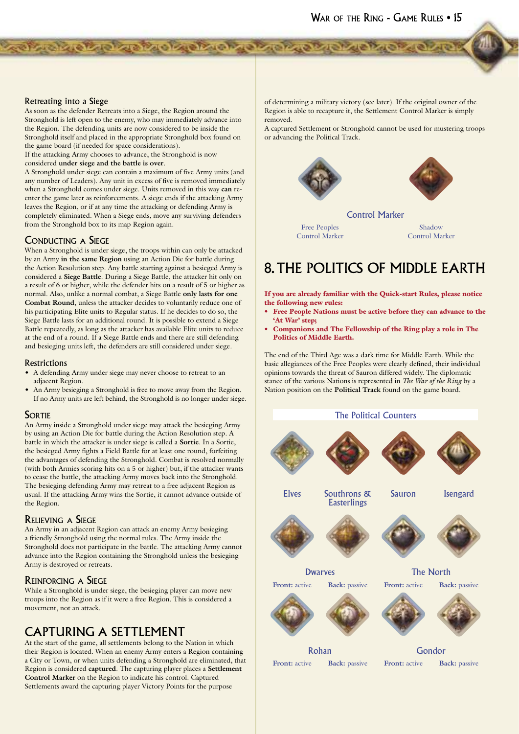### Retreating into a Siege

As soon as the defender Retreats into a Siege, the Region around the Stronghold is left open to the enemy, who may immediately advance into the Region. The defending units are now considered to be inside the Stronghold itself and placed in the appropriate Stronghold box found on the game board (if needed for space considerations).

If the attacking Army chooses to advance, the Stronghold is now considered **under siege and the battle is over**.

A Stronghold under siege can contain a maximum of five Army units (and any number of Leaders). Any unit in excess of five is removed immediately when a Stronghold comes under siege. Units removed in this way **can** re-enter the game later as reinforcements. A siege ends if the attacking Army leaves the Region, or if at any time the attacking or defending Army is completely eliminated. When a Siege ends, move any surviving defenders from the Stronghold box to its map Region again.

### Conducting a Siege

When a Stronghold is under siege, the troops within can only be attacked by an Army **in the same Region** using an Action Die for battle during the Action Resolution step. Any battle starting against a besieged Army is considered a **Siege Battle**. During a Siege Battle, the attacker hit only on a result of 6 or higher, while the defender hits on a result of 5 or higher as normal. Also, unlike a normal combat, a Siege Battle **only lasts for one Combat Round**, unless the attacker decides to voluntarily reduce one of his participating Elite units to Regular status. If he decides to do so, the Siege Battle lasts for an additional round. It is possible to extend a Siege Battle repeatedly, as long as the attacker has available Elite units to reduce at the end of a round. If a Siege Battle ends and there are still defending and besieging units left, the defenders are still considered under siege.

### Restrictions

- A defending Army under siege may never choose to retreat to an adjacent Region.
- An Army besieging a Stronghold is free to move away from the Region. If no Army units are left behind, the Stronghold is no longer under siege.

### Sortie

An Army inside a Stronghold under siege may attack the besieging Army by using an Action Die for battle during the Action Resolution step. A battle in which the attacker is under siege is called a **Sortie**. In a Sortie, the besieged Army fights a Field Battle for at least one round, forfeiting the advantages of defending the Stronghold. Combat is resolved normally (with both Armies scoring hits on a 5 or higher) but, if the attacker wants to cease the battle, the attacking Army moves back into the Stronghold. The besieging defending Army may retreat to a free adjacent Region as usual. If the attacking Army wins the Sortie, it cannot advance outside of the Region.

### Relieving a Siege

An Army in an adjacent Region can attack an enemy Army besieging a friendly Stronghold using the normal rules. The Army inside the Stronghold does not participate in the battle. The attacking Army cannot advance into the Region containing the Stronghold unless the besieging Army is destroyed or retreats.

### Reinforcing a Siege

While a Stronghold is under siege, the besieging player can move new troops into the Region as if it were a free Region. This is considered a movement, not an attack.

## Capturing a Settlement

At the start of the game, all settlements belong to the Nation in which their Region is located. When an enemy Army enters a Region containing a City or Town, or when units defending a Stronghold are eliminated, that Region is considered **captured**. The capturing player places a **Settlement Control Marker** on the Region to indicate his control. Captured Settlements award the capturing player Victory Points for the purpose of determining a military victory (see later). If the original owner of the Region is able to recapture it, the Settlement Control Marker is simply removed.

A captured Settlement or Stronghold cannot be used for mustering troops or advancing the Political Track.

Control Marker

Free Peoples Control Marker — Shadow Control Marker

# 8. The Politics of Middle Earth

**If you are already familiar with the Quick-start Rules, please notice the following new rules:**

- **Free People Nations must be active before they can advance to the 'At War' step;**
- **Companions and The Fellowship of the Ring play a role in The Politics of Middle Earth.**

The end of the Third Age was a dark time for Middle Earth. While the basic allegiances of the Free Peoples were clearly defined, their individual opinions towards the threat of Sauron differed widely. The diplomatic stance of the various Nations is represented in *The War of the Ring* by a Nation position on the **Political Track** found on the game board.

The Political Counters

Elves — Southrons & Easterlings — Sauron — Isengard

Dwarves — **Front:** active — **Back:** passive

The North — **Front:** active — **Back:** passive

Rohan — **Front:** active — **Back:** passive

Gondor — **Front:** active — **Back:** passive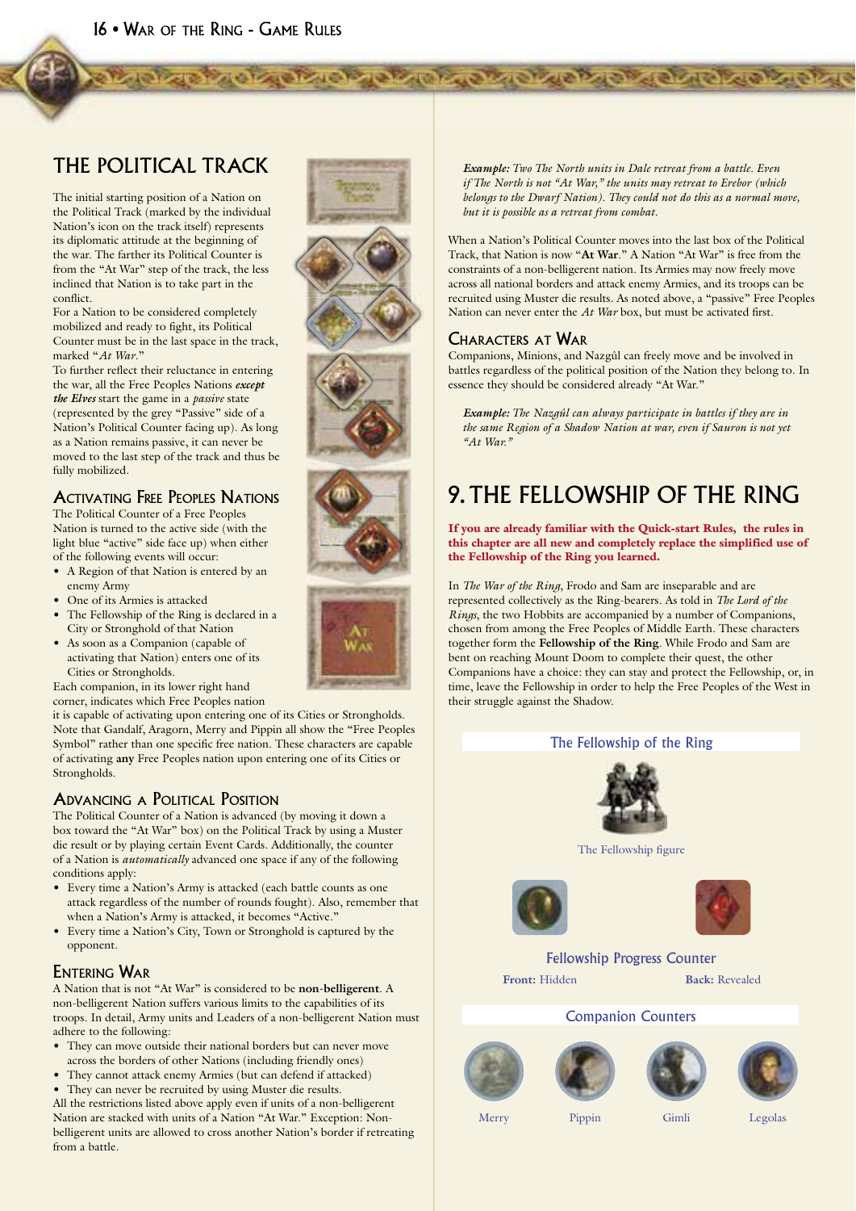## THE POLITICAL TRACK

The initial starting position of a Nation on the Political Track (marked by the individual Nation's icon on the track itself) represents its diplomatic attitude at the beginning of the war. The farther its Political Counter is from the "At War" step of the track, the less inclined that Nation is to take part in the conflict.

For a Nation to be considered completely mobilized and ready to fight, its Political Counter must be in the last space in the track, marked "*At War.*"

To further reflect their reluctance in entering the war, all the Free Peoples Nations ***except the Elves*** start the game in a *passive* state (represented by the grey "Passive" side of a Nation's Political Counter facing up). As long as a Nation remains passive, it can never be moved to the last step of the track and thus be fully mobilized.

### Activating Free Peoples Nations

The Political Counter of a Free Peoples Nation is turned to the active side (with the light blue "active" side face up) when either of the following events will occur:

- A Region of that Nation is entered by an enemy Army
- One of its Armies is attacked
- The Fellowship of the Ring is declared in a City or Stronghold of that Nation
- As soon as a Companion (capable of activating that Nation) enters one of its Cities or Strongholds.

Each companion, in its lower right hand corner, indicates which Free Peoples nation it is capable of activating upon entering one of its Cities or Strongholds. Note that Gandalf, Aragorn, Merry and Pippin all show the "Free Peoples Symbol" rather than one specific free nation. These characters are capable of activating **any** Free Peoples nation upon entering one of its Cities or Strongholds.

### Advancing a Political Position

The Political Counter of a Nation is advanced (by moving it down a box toward the "At War" box) on the Political Track by using a Muster die result or by playing certain Event Cards. Additionally, the counter of a Nation is *automatically* advanced one space if any of the following conditions apply:

- Every time a Nation's Army is attacked (each battle counts as one attack regardless of the number of rounds fought). Also, remember that when a Nation's Army is attacked, it becomes "Active."
- Every time a Nation's City, Town or Stronghold is captured by the opponent.

### Entering War

A Nation that is not "At War" is considered to be **non-belligerent**. A non-belligerent Nation suffers various limits to the capabilities of its troops. In detail, Army units and Leaders of a non-belligerent Nation must adhere to the following:

- They can move outside their national borders but can never move across the borders of other Nations (including friendly ones)
- They cannot attack enemy Armies (but can defend if attacked)
- They can never be recruited by using Muster die results.

All the restrictions listed above apply even if units of a non-belligerent Nation are stacked with units of a Nation "At War." Exception: Non-belligerent units are allowed to cross another Nation's border if retreating from a battle.

> ***Example:*** *Two The North units in Dale retreat from a battle. Even if The North is not "At War," the units may retreat to Erebor (which belongs to the Dwarf Nation). They could not do this as a normal move, but it is possible as a retreat from combat.*

When a Nation's Political Counter moves into the last box of the Political Track, that Nation is now "**At War**." A Nation "At War" is free from the constraints of a non-belligerent nation. Its Armies may now freely move across all national borders and attack enemy Armies, and its troops can be recruited using Muster die results. As noted above, a "passive" Free Peoples Nation can never enter the *At War* box, but must be activated first.

### Characters at War

Companions, Minions, and Nazgûl can freely move and be involved in battles regardless of the political position of the Nation they belong to. In essence they should be considered already "At War."

> ***Example:*** *The Nazgûl can always participate in battles if they are in the same Region of a Shadow Nation at war, even if Sauron is not yet "At War."*

## 9. THE FELLOWSHIP OF THE RING

**If you are already familiar with the Quick-start Rules, the rules in this chapter are all new and completely replace the simplified use of the Fellowship of the Ring you learned.**

In *The War of the Ring*, Frodo and Sam are inseparable and are represented collectively as the Ring-bearers. As told in *The Lord of the Rings*, the two Hobbits are accompanied by a number of Companions, chosen from among the Free Peoples of Middle Earth. These characters together form the **Fellowship of the Ring**. While Frodo and Sam are bent on reaching Mount Doom to complete their quest, the other Companions have a choice: they can stay and protect the Fellowship, or, in time, leave the Fellowship in order to help the Free Peoples of the West in their struggle against the Shadow.

The Fellowship of the Ring

The Fellowship figure

Fellowship Progress Counter

**Front:** Hidden **Back:** Revealed

Companion Counters

Merry Pippin Gimli Legolas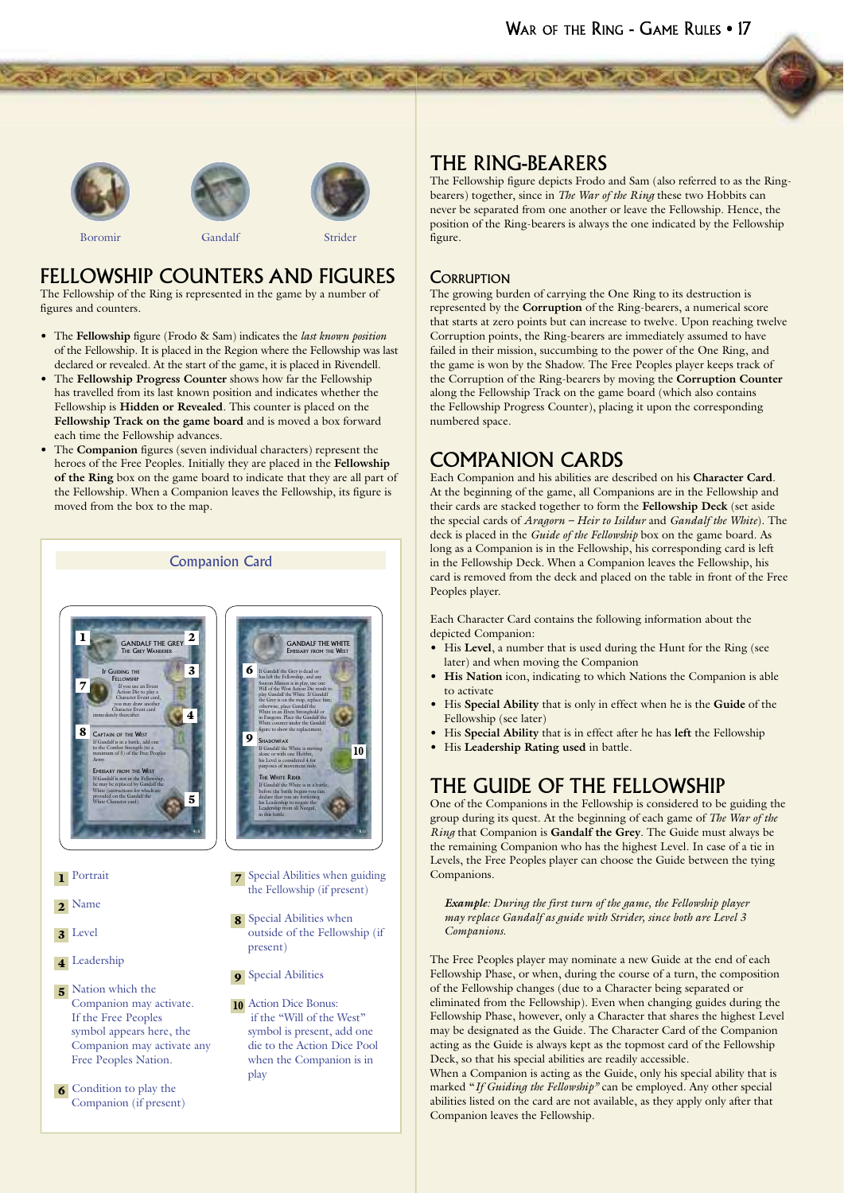Boromir Gandalf Strider

## FELLOWSHIP COUNTERS AND FIGURES

The Fellowship of the Ring is represented in the game by a number of figures and counters.

- The **Fellowship** figure (Frodo & Sam) indicates the *last known position* of the Fellowship. It is placed in the Region where the Fellowship was last declared or revealed. At the start of the game, it is placed in Rivendell.
- The **Fellowship Progress Counter** shows how far the Fellowship has travelled from its last known position and indicates whether the Fellowship is **Hidden or Revealed**. This counter is placed on the **Fellowship Track on the game board** and is moved a box forward each time the Fellowship advances.
- The **Companion** figures (seven individual characters) represent the heroes of the Free Peoples. Initially they are placed in the **Fellowship of the Ring** box on the game board to indicate that they are all part of the Fellowship. When a Companion leaves the Fellowship, its figure is moved from the box to the map.

### Companion Card

1. Portrait
2. Name
3. Level
4. Leadership
5. Nation which the Companion may activate. If the Free Peoples symbol appears here, the Companion may activate any Free Peoples Nation.
6. Condition to play the Companion (if present)
7. Special Abilities when guiding the Fellowship (if present)
8. Special Abilities when outside of the Fellowship (if present)
9. Special Abilities
10. Action Dice Bonus: if the "Will of the West" symbol is present, add one die to the Action Dice Pool when the Companion is in play

## THE RING-BEARERS

The Fellowship figure depicts Frodo and Sam (also referred to as the Ring-bearers) together, since in *The War of the Ring* these two Hobbits can never be separated from one another or leave the Fellowship. Hence, the position of the Ring-bearers is always the one indicated by the Fellowship figure.

### Corruption

The growing burden of carrying the One Ring to its destruction is represented by the **Corruption** of the Ring-bearers, a numerical score that starts at zero points but can increase to twelve. Upon reaching twelve Corruption points, the Ring-bearers are immediately assumed to have failed in their mission, succumbing to the power of the One Ring, and the game is won by the Shadow. The Free Peoples player keeps track of the Corruption of the Ring-bearers by moving the **Corruption Counter** along the Fellowship Track on the game board (which also contains the Fellowship Progress Counter), placing it upon the corresponding numbered space.

## COMPANION CARDS

Each Companion and his abilities are described on his **Character Card**. At the beginning of the game, all Companions are in the Fellowship and their cards are stacked together to form the **Fellowship Deck** (set aside the special cards of *Aragorn – Heir to Isildur* and *Gandalf the White*). The deck is placed in the *Guide of the Fellowship* box on the game board. As long as a Companion is in the Fellowship, his corresponding card is left in the Fellowship Deck. When a Companion leaves the Fellowship, his card is removed from the deck and placed on the table in front of the Free Peoples player.

Each Character Card contains the following information about the depicted Companion:

- His **Level**, a number that is used during the Hunt for the Ring (see later) and when moving the Companion
- **His Nation** icon, indicating to which Nations the Companion is able to activate
- His **Special Ability** that is only in effect when he is the **Guide** of the Fellowship (see later)
- His **Special Ability** that is in effect after he has **left** the Fellowship
- His **Leadership Rating used** in battle.

## THE GUIDE OF THE FELLOWSHIP

One of the Companions in the Fellowship is considered to be guiding the group during its quest. At the beginning of each game of *The War of the Ring* that Companion is **Gandalf the Grey**. The Guide must always be the remaining Companion who has the highest Level. In case of a tie in Levels, the Free Peoples player can choose the Guide between the tying Companions.

> ***Example**: During the first turn of the game, the Fellowship player may replace Gandalf as guide with Strider, since both are Level 3 Companions.*

The Free Peoples player may nominate a new Guide at the end of each Fellowship Phase, or when, during the course of a turn, the composition of the Fellowship changes (due to a Character being separated or eliminated from the Fellowship). Even when changing guides during the Fellowship Phase, however, only a Character that shares the highest Level may be designated as the Guide. The Character Card of the Companion acting as the Guide is always kept as the topmost card of the Fellowship Deck, so that his special abilities are readily accessible.

When a Companion is acting as the Guide, only his special ability that is marked "*If Guiding the Fellowship*" can be employed. Any other special abilities listed on the card are not available, as they apply only after that Companion leaves the Fellowship.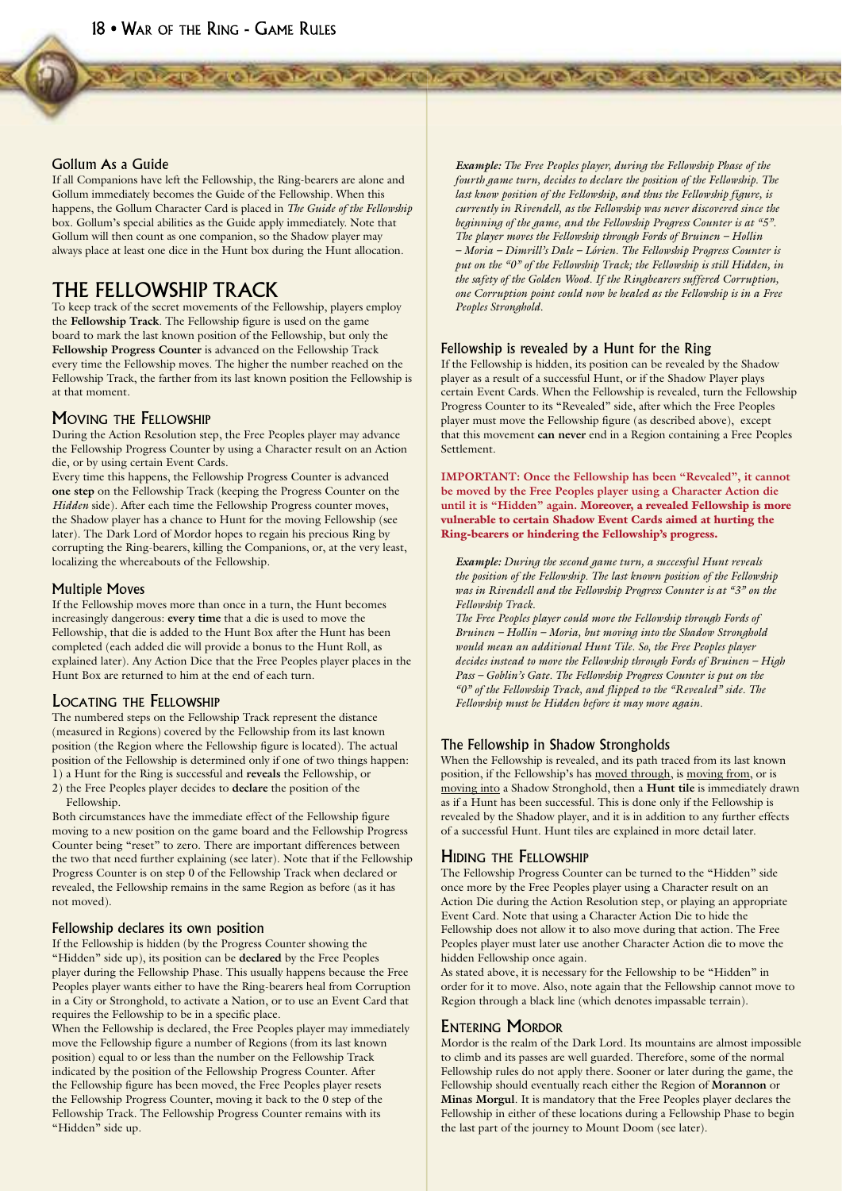### Gollum As a Guide

If all Companions have left the Fellowship, the Ring-bearers are alone and Gollum immediately becomes the Guide of the Fellowship. When this happens, the Gollum Character Card is placed in *The Guide of the Fellowship* box. Gollum's special abilities as the Guide apply immediately. Note that Gollum will then count as one companion, so the Shadow player may always place at least one dice in the Hunt box during the Hunt allocation.

# THE FELLOWSHIP TRACK

To keep track of the secret movements of the Fellowship, players employ the **Fellowship Track**. The Fellowship figure is used on the game board to mark the last known position of the Fellowship, but only the **Fellowship Progress Counter** is advanced on the Fellowship Track every time the Fellowship moves. The higher the number reached on the Fellowship Track, the farther from its last known position the Fellowship is at that moment.

## Moving the Fellowship

During the Action Resolution step, the Free Peoples player may advance the Fellowship Progress Counter by using a Character result on an Action die, or by using certain Event Cards.

Every time this happens, the Fellowship Progress Counter is advanced **one step** on the Fellowship Track (keeping the Fellowship Progress Counter on the *Hidden* side). After each time the Fellowship Progress counter moves, the Shadow player has a chance to Hunt for the moving Fellowship (see later). The Dark Lord of Mordor hopes to regain his precious Ring by corrupting the Ring-bearers, killing the Companions, or, at the very least, localizing the whereabouts of the Fellowship.

### Multiple Moves

If the Fellowship moves more than once in a turn, the Hunt becomes increasingly dangerous: **every time** that a die is used to move the Fellowship, that die is added to the Hunt Box after the Hunt has been completed (each added die will provide a bonus to the Hunt Roll, as explained later). Any Action Dice that the Free Peoples player places in the Hunt Box are returned to him at the end of each turn.

## Locating the Fellowship

The numbered steps on the Fellowship Track represent the distance (measured in Regions) covered by the Fellowship from its last known position (the Region where the Fellowship figure is located). The actual position of the Fellowship is determined only if one of two things happen:

1) a Hunt for the Ring is successful and **reveals** the Fellowship, or
2) the Free Peoples player decides to **declare** the position of the Fellowship.

Both circumstances have the immediate effect of the Fellowship figure moving to a new position on the game board and the Fellowship Progress Counter being "reset" to zero. There are important differences between the two that need further explaining (see later). Note that if the Fellowship Progress Counter is on step 0 of the Fellowship Track when declared or revealed, the Fellowship remains in the same Region as before (as it has not moved).

### Fellowship declares its own position

If the Fellowship is hidden (by the Progress Counter showing the "Hidden" side up), its position can be **declared** by the Free Peoples player during the Fellowship Phase. This usually happens because the Free Peoples player wants either to have the Ring-bearers heal from Corruption in a City or Stronghold, to activate a Nation, or to use an Event Card that requires the Fellowship to be in a specific place.

When the Fellowship is declared, the Free Peoples player may immediately move the Fellowship figure a number of Regions (from its last known position) equal to or less than the number on the Fellowship Track indicated by the position of the Fellowship Progress Counter. After the Fellowship figure has been moved, the Free Peoples player resets the Fellowship Progress Counter, moving it back to the 0 step of the Fellowship Track. The Fellowship Progress Counter remains with its "Hidden" side up.

> ***Example:*** *The Free Peoples player, during the Fellowship Phase of the fourth game turn, decides to declare the position of the Fellowship. The last know position of the Fellowship, and thus the Fellowship figure, is currently in Rivendell, as the Fellowship was never discovered since the beginning of the game, and the Fellowship Progress Counter is at "5". The player moves the Fellowship through Fords of Bruinen – Hollin – Moria – Dimrill's Dale – Lórien. The Fellowship Progress Counter is put on the "0" of the Fellowship Track; the Fellowship is still Hidden, in the safety of the Golden Wood. If the Ringbearers suffered Corruption, one Corruption point could now be healed as the Fellowship is in a Free Peoples Stronghold.*

### Fellowship is revealed by a Hunt for the Ring

If the Fellowship is hidden, its position can be revealed by the Shadow player as a result of a successful Hunt, or if the Shadow Player plays certain Event Cards. When the Fellowship is revealed, turn the Fellowship Progress Counter to its "Revealed" side, after which the Free Peoples player must move the Fellowship figure (as described above), except that this movement **can never** end in a Region containing a Free Peoples Settlement.

**IMPORTANT: Once the Fellowship has been "Revealed", it cannot be moved by the Free Peoples player using a Character Action die until it is "Hidden" again. Moreover, a revealed Fellowship is more vulnerable to certain Shadow Event Cards aimed at hurting the Ring-bearers or hindering the Fellowship's progress.**

> ***Example:*** *During the second game turn, a successful Hunt reveals the position of the Fellowship. The last known position of the Fellowship was in Rivendell and the Fellowship Progress Counter is at "3" on the Fellowship Track.*
> *The Free Peoples player could move the Fellowship through Fords of Bruinen – Hollin – Moria, but moving into the Shadow Stronghold would mean an additional Hunt Tile. So, the Free Peoples player decides instead to move the Fellowship through Fords of Bruinen – High Pass – Goblin's Gate. The Fellowship Progress Counter is put on the "0" of the Fellowship Track, and flipped to the "Revealed" side. The Fellowship must be Hidden before it may move again.*

### The Fellowship in Shadow Strongholds

When the Fellowship is revealed, and its path traced from its last known position, if the Fellowship's has moved through, is moving from, or is moving into a Shadow Stronghold, then a **Hunt tile** is immediately drawn as if a Hunt has been successful. This is done only if the Fellowship is revealed by the Shadow player, and it is in addition to any further effects of a successful Hunt. Hunt tiles are explained in more detail later.

## Hiding the Fellowship

The Fellowship Progress Counter can be turned to the "Hidden" side once more by the Free Peoples player using a Character result on an Action Die during the Action Resolution step, or playing an appropriate Event Card. Note that using a Character Action Die to hide the Fellowship does not allow it to also move during that action. The Free Peoples player must later use another Character Action die to move the hidden Fellowship once again.

As stated above, it is necessary for the Fellowship to be "Hidden" in order for it to move. Also, note again that the Fellowship cannot move to Region through a black line (which denotes impassable terrain).

## Entering Mordor

Mordor is the realm of the Dark Lord. Its mountains are almost impossible to climb and its passes are well guarded. Therefore, some of the normal Fellowship rules do not apply there. Sooner or later during the game, the Fellowship should eventually reach either the Region of **Morannon** or **Minas Morgul**. It is mandatory that the Free Peoples player declares the Fellowship in either of these locations during a Fellowship Phase to begin the last part of the journey to Mount Doom (see later).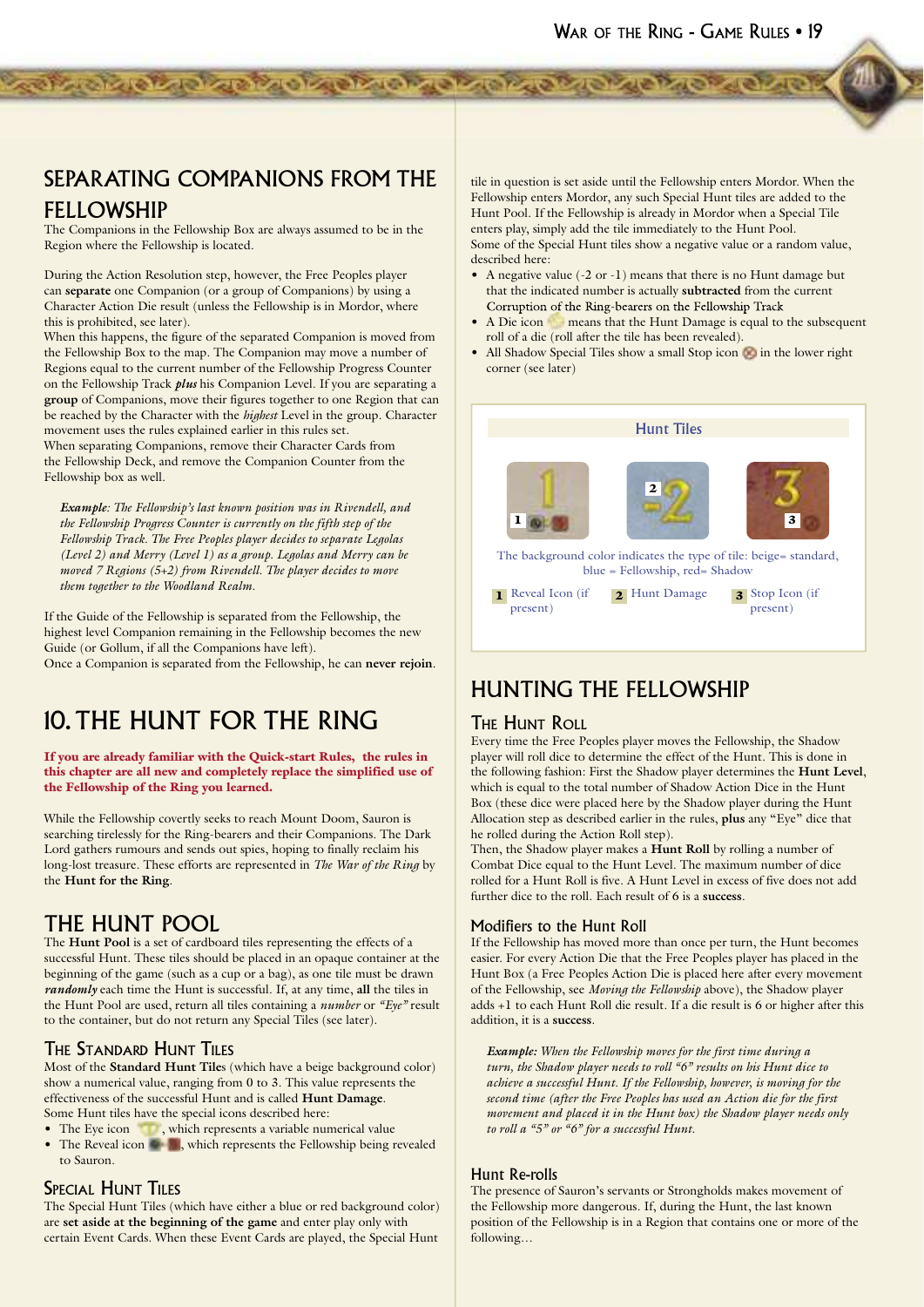## SEPARATING COMPANIONS FROM THE FELLOWSHIP

The Companions in the Fellowship Box are always assumed to be in the Region where the Fellowship is located.

During the Action Resolution step, however, the Free Peoples player can **separate** one Companion (or a group of Companions) by using a Character Action Die result (unless the Fellowship is in Mordor, where this is prohibited, see later).

When this happens, the figure of the separated Companion is moved from the Fellowship Box to the map. The Companion may move a number of Regions equal to the current number of the Fellowship Progress Counter on the Fellowship Track ***plus*** his Companion Level. If you are separating a **group** of Companions, move their figures together to one Region that can be reached by the Character with the *highest* Level in the group. Character movement uses the rules explained earlier in this rules set.

When separating Companions, remove their Character Cards from the Fellowship Deck, and remove the Companion Counter from the Fellowship box as well.

> ***Example****: The Fellowship's last known position was in Rivendell, and the Fellowship Progress Counter is currently on the fifth step of the Fellowship Track. The Free Peoples player decides to separate Legolas (Level 2) and Merry (Level 1) as a group. Legolas and Merry can be moved 7 Regions (5+2) from Rivendell. The player decides to move them together to the Woodland Realm.*

If the Guide of the Fellowship is separated from the Fellowship, the highest level Companion remaining in the Fellowship becomes the new Guide (or Gollum, if all the Companions have left).

Once a Companion is separated from the Fellowship, he can **never rejoin**.

# 10. THE HUNT FOR THE RING

**If you are already familiar with the Quick-start Rules, the rules in this chapter are all new and completely replace the simplified use of the Fellowship of the Ring you learned.**

While the Fellowship covertly seeks to reach Mount Doom, Sauron is searching tirelessly for the Ring-bearers and their Companions. The Dark Lord gathers rumours and sends out spies, hoping to finally reclaim his long-lost treasure. These efforts are represented in *The War of the Ring* by the **Hunt for the Ring**.

## THE HUNT POOL

The **Hunt Pool** is a set of cardboard tiles representing the effects of a successful Hunt. These tiles should be placed in an opaque container at the beginning of the game (such as a cup or a bag), as one tile must be drawn ***randomly*** each time the Hunt is successful. If, at any time, **all** the tiles in the Hunt Pool are used, return all tiles containing a *number* or *"Eye"* result to the container, but do not return any Special Tiles (see later).

### THE STANDARD HUNT TILES

Most of the **Standard Hunt Tiles** (which have a beige background color) show a numerical value, ranging from 0 to 3. This value represents the effectiveness of the successful Hunt and is called **Hunt Damage**.

Some Hunt tiles have the special icons described here:

- The Eye icon, which represents a variable numerical value
- The Reveal icon, which represents the Fellowship being revealed to Sauron.

### SPECIAL HUNT TILES

The Special Hunt Tiles (which have either a blue or red background color) are **set aside at the beginning of the game** and enter play only with certain Event Cards. When these Event Cards are played, the Special Hunt tile in question is set aside until the Fellowship enters Mordor. When the Fellowship enters Mordor, any such Special Hunt tiles are added to the Hunt Pool. If the Fellowship is already in Mordor when a Special Tile enters play, simply add the tile immediately to the Hunt Pool.

Some of the Special Hunt tiles show a negative value or a random value, described here:

- A negative value (-2 or -1) means that there is no Hunt damage but that the indicated number is actually **subtracted** from the current Corruption of the Ring-bearers on the Fellowship Track
- A Die icon means that the Hunt Damage is equal to the subsequent roll of a die (roll after the tile has been revealed).
- All Shadow Special Tiles show a small Stop icon in the lower right corner (see later)

**Hunt Tiles**

The background color indicates the type of tile: beige= standard, blue = Fellowship, red= Shadow

**1** Reveal Icon (if present) **2** Hunt Damage **3** Stop Icon (if present)

## HUNTING THE FELLOWSHIP

### THE HUNT ROLL

Every time the Free Peoples player moves the Fellowship, the Shadow player will roll dice to determine the effect of the Hunt. This is done in the following fashion: First the Shadow player determines the **Hunt Level**, which is equal to the total number of Shadow Action Dice in the Hunt Box (these dice were placed here by the Shadow player during the Hunt Allocation step as described earlier in the rules, **plus** any "Eye" dice that he rolled during the Action Roll step).

Then, the Shadow player makes a **Hunt Roll** by rolling a number of Combat Dice equal to the Hunt Level. The maximum number of dice rolled for a Hunt Roll is five. A Hunt Level in excess of five does not add further dice to the roll. Each result of 6 is a **success**.

### Modifiers to the Hunt Roll

If the Fellowship has moved more than once per turn, the Hunt becomes easier. For every Action Die that the Free Peoples player has placed in the Hunt Box (a Free Peoples Action Die is placed here after every movement of the Fellowship, see *Moving the Fellowship* above), the Shadow player adds +1 to each Hunt Roll die result. If a die result is 6 or higher after this addition, it is a **success**.

> ***Example:*** *When the Fellowship moves for the first time during a turn, the Shadow player needs to roll "6" results on his Hunt dice to achieve a successful Hunt. If the Fellowship, however, is moving for the second time (after the Free Peoples has used an Action die for the first movement and placed it in the Hunt box) the Shadow player needs only to roll a "5" or "6" for a successful Hunt.*

### Hunt Re-rolls

The presence of Sauron's servants or Strongholds makes movement of the Fellowship more dangerous. If, during the Hunt, the last known position of the Fellowship is in a Region that contains one or more of the following…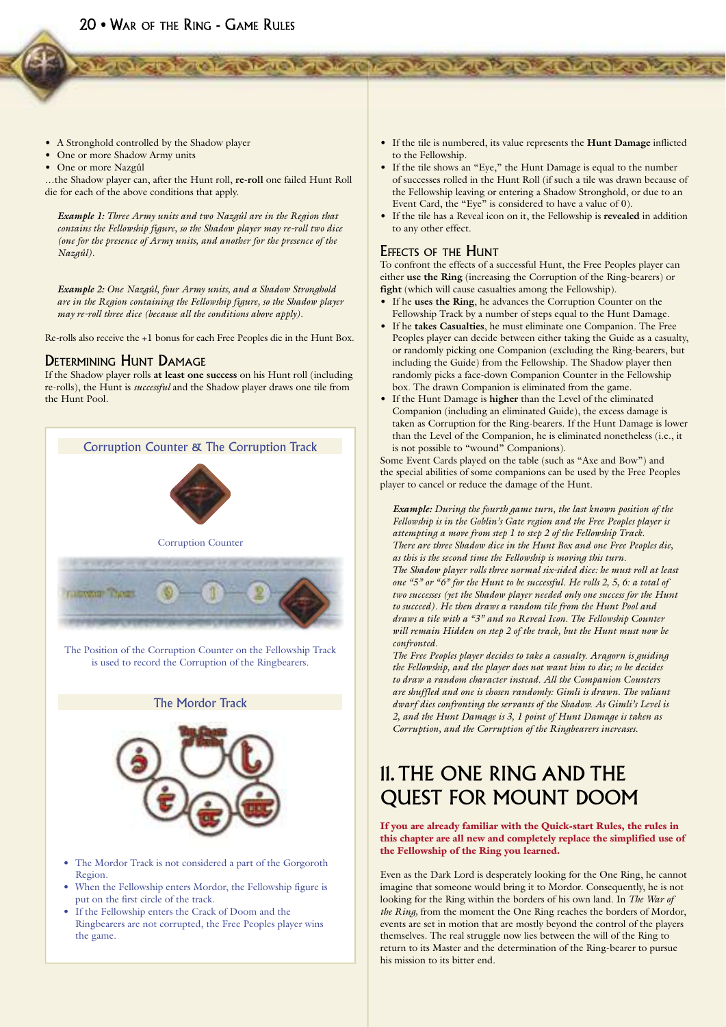- A Stronghold controlled by the Shadow player
- One or more Shadow Army units
- One or more Nazgûl

…the Shadow player can, after the Hunt roll, **re-roll** one failed Hunt Roll die for each of the above conditions that apply.

> ***Example 1:*** *Three Army units and two Nazgûl are in the Region that contains the Fellowship figure, so the Shadow player may re-roll two dice (one for the presence of Army units, and another for the presence of the Nazgûl).*

> ***Example 2:*** *One Nazgûl, four Army units, and a Shadow Stronghold are in the Region containing the Fellowship figure, so the Shadow player may re-roll three dice (because all the conditions above apply).*

Re-rolls also receive the +1 bonus for each Free Peoples die in the Hunt Box.

### Determining Hunt Damage

If the Shadow player rolls **at least one success** on his Hunt roll (including re-rolls), the Hunt is *successful* and the Shadow player draws one tile from the Hunt Pool.

**Corruption Counter & The Corruption Track**

Corruption Counter

The Position of the Corruption Counter on the Fellowship Track is used to record the Corruption of the Ringbearers.

**The Mordor Track**

- The Mordor Track is not considered a part of the Gorgoroth Region.
- When the Fellowship enters Mordor, the Fellowship figure is put on the first circle of the track.
- If the Fellowship enters the Crack of Doom and the Ringbearers are not corrupted, the Free Peoples player wins the game.

- If the tile is numbered, its value represents the **Hunt Damage** inflicted to the Fellowship.
- If the tile shows an "Eye," the Hunt Damage is equal to the number of successes rolled in the Hunt Roll (if such a tile was drawn because of the Fellowship leaving or entering a Shadow Stronghold, or due to an Event Card, the "Eye" is considered to have a value of 0).
- If the tile has a Reveal icon on it, the Fellowship is **revealed** in addition to any other effect.

### Effects of the Hunt

To confront the effects of a successful Hunt, the Free Peoples player can either **use the Ring** (increasing the Corruption of the Ring-bearers) or **fight** (which will cause casualties among the Fellowship).

- If he **uses the Ring**, he advances the Corruption Counter on the Fellowship Track by a number of steps equal to the Hunt Damage.
- If he **takes Casualties**, he must eliminate one Companion. The Free Peoples player can decide between either taking the Guide as a casualty, or randomly picking one Companion (excluding the Ring-bearers, but including the Guide) from the Fellowship. The Shadow player then randomly picks a face-down Companion Counter in the Fellowship box. The drawn Companion is eliminated from the game.
- If the Hunt Damage is **higher** than the Level of the eliminated Companion (including an eliminated Guide), the excess damage is taken as Corruption for the Ring-bearers. If the Hunt Damage is lower than the Level of the Companion, he is eliminated nonetheless (i.e., it is not possible to "wound" Companions).

Some Event Cards played on the table (such as "Axe and Bow") and the special abilities of some companions can be used by the Free Peoples player to cancel or reduce the damage of the Hunt.

> ***Example:*** *During the fourth game turn, the last known position of the Fellowship is in the Goblin's Gate region and the Free Peoples player is attempting a move from step 1 to step 2 of the Fellowship Track.*
> *There are three Shadow dice in the Hunt Box and one Free Peoples die, as this is the second time the Fellowship is moving this turn.*
> *The Shadow player rolls three normal six-sided dice: he must roll at least one "5" or "6" for the Hunt to be successful. He rolls 2, 5, 6: a total of two successes (yet the Shadow player needed only one success for the Hunt to succeed). He then draws a random tile from the Hunt Pool and draws a tile with a "3" and no Reveal Icon. The Fellowship Counter will remain Hidden on step 2 of the track, but the Hunt must now be confronted.*
> *The Free Peoples player decides to take a casualty. Aragorn is guiding the Fellowship, and the player does not want him to die; so he decides to draw a random character instead. All the Companion Counters are shuffled and one is chosen randomly: Gimli is drawn. The valiant dwarf dies confronting the servants of the Shadow. As Gimli's Level is 2, and the Hunt Damage is 3, 1 point of Hunt Damage is taken as Corruption, and the Corruption of the Ringbearers increases.*

## 11. The One Ring and the Quest for Mount Doom

**If you are already familiar with the Quick-start Rules, the rules in this chapter are all new and completely replace the simplified use of the Fellowship of the Ring you learned.**

Even as the Dark Lord is desperately looking for the One Ring, he cannot imagine that someone would bring it to Mordor. Consequently, he is not looking for the Ring within the borders of his own land. In *The War of the Ring,* from the moment the One Ring reaches the borders of Mordor, events are set in motion that are mostly beyond the control of the players themselves. The real struggle now lies between the will of the Ring to return to its Master and the determination of the Ring-bearer to pursue his mission to its bitter end.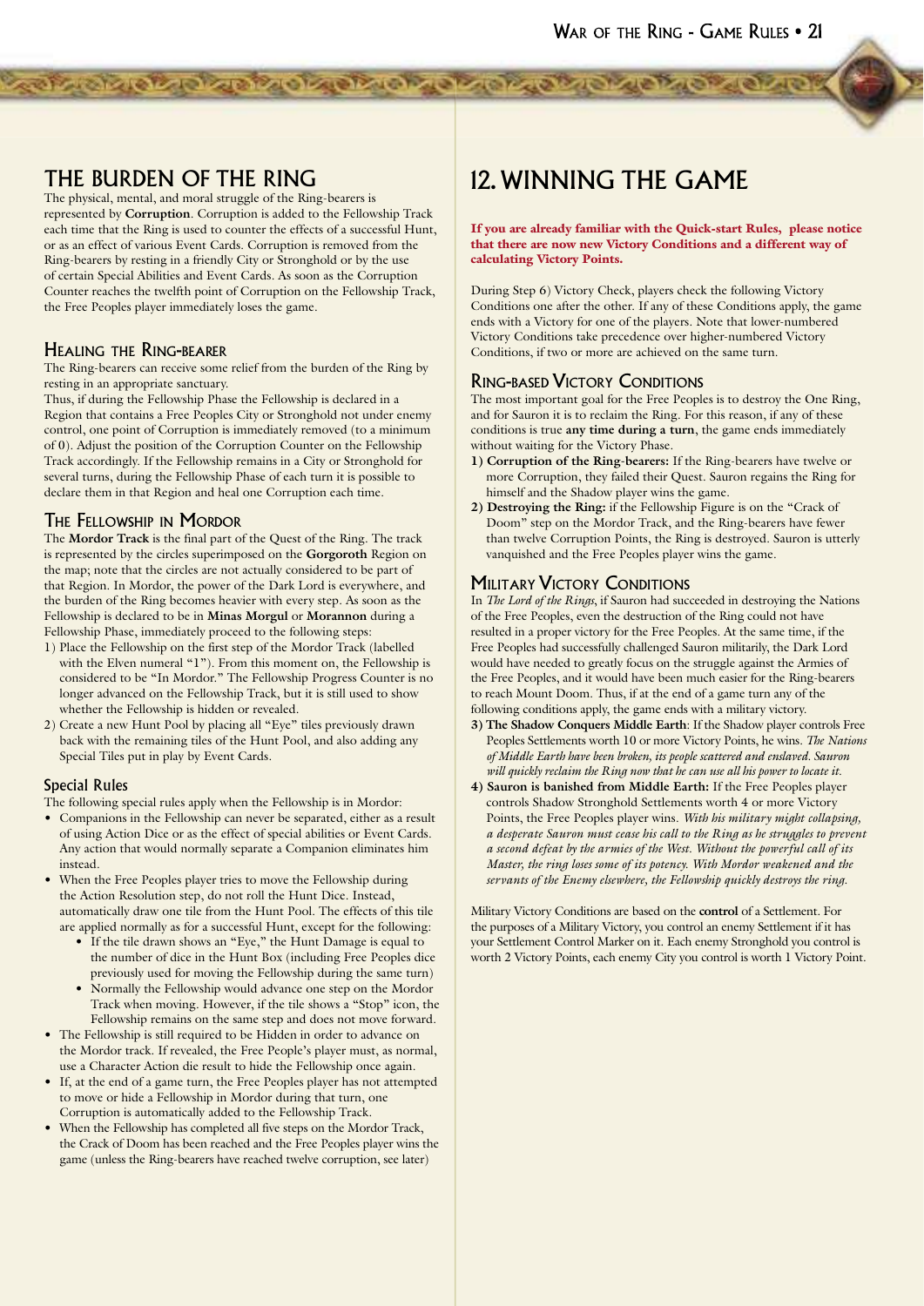## THE BURDEN OF THE RING

The physical, mental, and moral struggle of the Ring-bearers is represented by **Corruption**. Corruption is added to the Fellowship Track each time that the Ring is used to counter the effects of a successful Hunt, or as an effect of various Event Cards. Corruption is removed from the Ring-bearers by resting in a friendly City or Stronghold or by the use of certain Special Abilities and Event Cards. As soon as the Corruption Counter reaches the twelfth point of Corruption on the Fellowship Track, the Free Peoples player immediately loses the game.

### Healing the Ring-bearer

The Ring-bearers can receive some relief from the burden of the Ring by resting in an appropriate sanctuary.

Thus, if during the Fellowship Phase the Fellowship is declared in a Region that contains a Free Peoples City or Stronghold not under enemy control, one point of Corruption is immediately removed (to a minimum of 0). Adjust the position of the Corruption Counter on the Fellowship Track accordingly. If the Fellowship remains in a City or Stronghold for several turns, during the Fellowship Phase of each turn it is possible to declare them in that Region and heal one Corruption each time.

### The Fellowship in Mordor

The **Mordor Track** is the final part of the Quest of the Ring. The track is represented by the circles superimposed on the **Gorgoroth** Region on the map; note that the circles are not actually considered to be part of that Region. In Mordor, the power of the Dark Lord is everywhere, and the burden of the Ring becomes heavier with every step. As soon as the Fellowship is declared to be in **Minas Morgul** or **Morannon** during a Fellowship Phase, immediately proceed to the following steps:

1) Place the Fellowship on the first step of the Mordor Track (labelled with the Elven numeral "1"). From this moment on, the Fellowship is considered to be "In Mordor." The Fellowship Progress Counter is no longer advanced on the Fellowship Track, but it is still used to show whether the Fellowship is hidden or revealed.
2) Create a new Hunt Pool by placing all "Eye" tiles previously drawn back with the remaining tiles of the Hunt Pool, and also adding any Special Tiles put in play by Event Cards.

#### Special Rules

The following special rules apply when the Fellowship is in Mordor:

- Companions in the Fellowship can never be separated, either as a result of using Action Dice or as the effect of special abilities or Event Cards. Any action that would normally separate a Companion eliminates him instead.
- When the Free Peoples player tries to move the Fellowship during the Action Resolution step, do not roll the Hunt Dice. Instead, automatically draw one tile from the Hunt Pool. The effects of this tile are applied normally as for a successful Hunt, except for the following:
  - If the tile drawn shows an "Eye," the Hunt Damage is equal to the number of dice in the Hunt Box (including Free Peoples dice previously used for moving the Fellowship during the same turn)
  - Normally the Fellowship would advance one step on the Mordor Track when moving. However, if the tile shows a "Stop" icon, the Fellowship remains on the same step and does not move forward.
- The Fellowship is still required to be Hidden in order to advance on the Mordor track. If revealed, the Free People's player must, as normal, use a Character Action die result to hide the Fellowship once again.
- If, at the end of a game turn, the Free Peoples player has not attempted to move or hide a Fellowship in Mordor during that turn, one Corruption is automatically added to the Fellowship Track.
- When the Fellowship has completed all five steps on the Mordor Track, the Crack of Doom has been reached and the Free Peoples player wins the game (unless the Ring-bearers have reached twelve corruption, see later)

# 12. WINNING THE GAME

**If you are already familiar with the Quick-start Rules, please notice that there are now new Victory Conditions and a different way of calculating Victory Points.**

During Step 6) Victory Check, players check the following Victory Conditions one after the other. If any of these Conditions apply, the game ends with a Victory for one of the players. Note that lower-numbered Victory Conditions take precedence over higher-numbered Victory Conditions, if two or more are achieved on the same turn.

### Ring-based Victory Conditions

The most important goal for the Free Peoples is to destroy the One Ring, and for Sauron it is to reclaim the Ring. For this reason, if any of these conditions is true **any time during a turn**, the game ends immediately without waiting for the Victory Phase.

1) **Corruption of the Ring-bearers:** If the Ring-bearers have twelve or more Corruption, they failed their Quest. Sauron regains the Ring for himself and the Shadow player wins the game.
2) **Destroying the Ring:** if the Fellowship Figure is on the "Crack of Doom" step on the Mordor Track, and the Ring-bearers have fewer than twelve Corruption Points, the Ring is destroyed. Sauron is utterly vanquished and the Free Peoples player wins the game.

### Military Victory Conditions

In *The Lord of the Rings*, if Sauron had succeeded in destroying the Nations of the Free Peoples, even the destruction of the Ring could not have resulted in a proper victory for the Free Peoples. At the same time, if the Free Peoples had successfully challenged Sauron militarily, the Dark Lord would have needed to greatly focus on the struggle against the Armies of the Free Peoples, and it would have been much easier for the Ring-bearers to reach Mount Doom. Thus, if at the end of a game turn any of the following conditions apply, the game ends with a military victory.

3) **The Shadow Conquers Middle Earth**: If the Shadow player controls Free Peoples Settlements worth 10 or more Victory Points, he wins. *The Nations of Middle Earth have been broken, its people scattered and enslaved. Sauron will quickly reclaim the Ring now that he can use all his power to locate it.*
4) **Sauron is banished from Middle Earth:** If the Free Peoples player controls Shadow Stronghold Settlements worth 4 or more Victory Points, the Free Peoples player wins. *With his military might collapsing, a desperate Sauron must cease his call to the Ring as he struggles to prevent a second defeat by the armies of the West. Without the powerful call of its Master, the ring loses some of its potency. With Mordor weakened and the servants of the Enemy elsewhere, the Fellowship quickly destroys the ring.*

Military Victory Conditions are based on the **control** of a Settlement. For the purposes of a Military Victory, you control an enemy Settlement if it has your Settlement Control Marker on it. Each enemy Stronghold you control is worth 2 Victory Points, each enemy City you control is worth 1 Victory Point.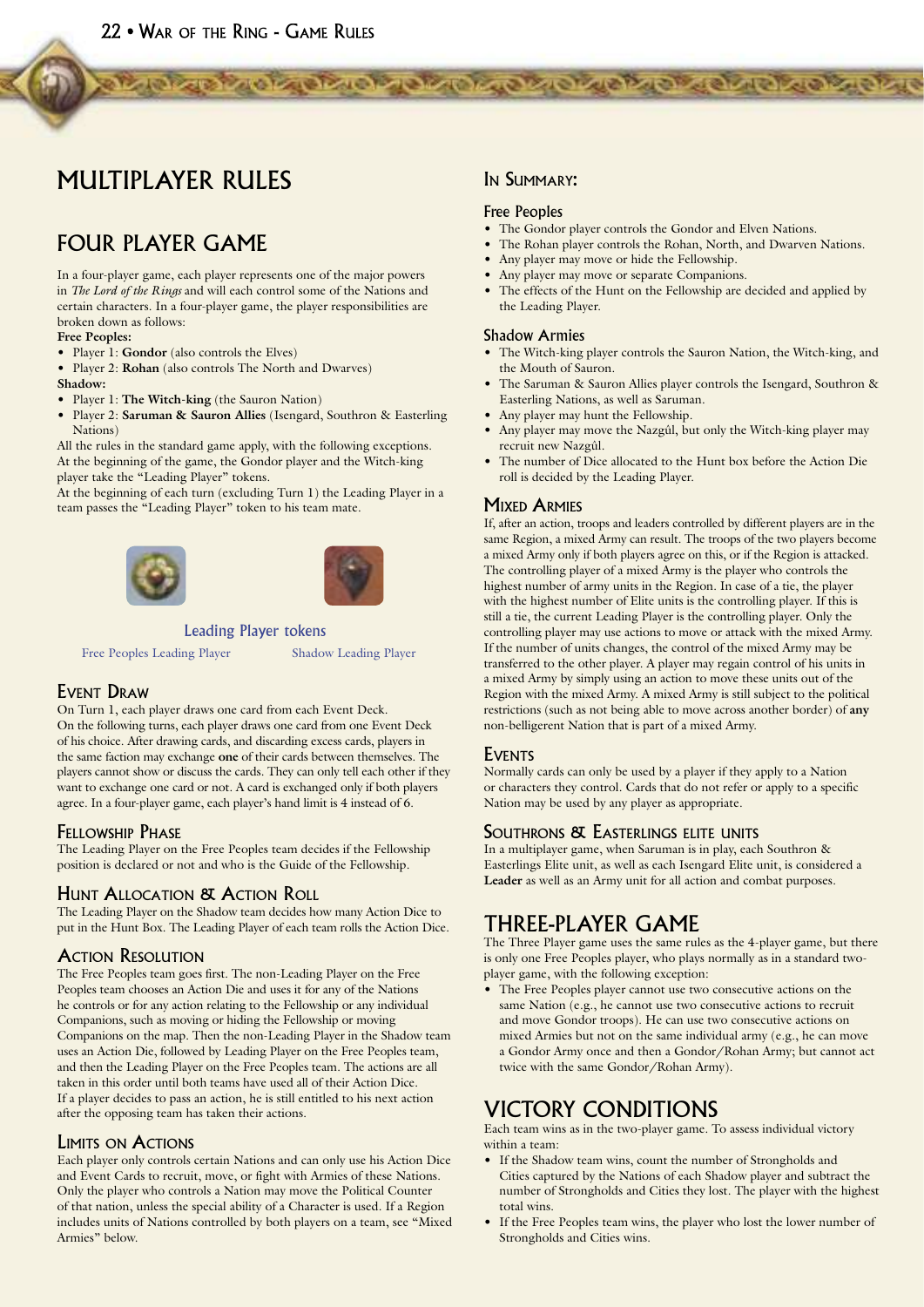# MULTIPLAYER RULES

## FOUR PLAYER GAME

In a four-player game, each player represents one of the major powers in *The Lord of the Rings* and will each control some of the Nations and certain characters. In a four-player game, the player responsibilities are broken down as follows:

**Free Peoples:**

- Player 1: **Gondor** (also controls the Elves)
- Player 2: **Rohan** (also controls The North and Dwarves)

**Shadow:**

- Player 1: **The Witch-king** (the Sauron Nation)
- Player 2: **Saruman & Sauron Allies** (Isengard, Southron & Easterling Nations)

All the rules in the standard game apply, with the following exceptions.
At the beginning of the game, the Gondor player and the Witch-king player take the "Leading Player" tokens.
At the beginning of each turn (excluding Turn 1) the Leading Player in a team passes the "Leading Player" token to his team mate.

Leading Player tokens

Free Peoples Leading Player — Shadow Leading Player

### Event Draw

On Turn 1, each player draws one card from each Event Deck.
On the following turns, each player draws one card from one Event Deck of his choice. After drawing cards, and discarding excess cards, players in the same faction may exchange **one** of their cards between themselves. The players cannot show or discuss the cards. They can only tell each other if they want to exchange one card or not. A card is exchanged only if both players agree. In a four-player game, each player's hand limit is 4 instead of 6.

### Fellowship Phase

The Leading Player on the Free Peoples team decides if the Fellowship position is declared or not and who is the Guide of the Fellowship.

### Hunt Allocation & Action Roll

The Leading Player on the Shadow team decides how many Action Dice to put in the Hunt Box. The Leading Player of each team rolls the Action Dice.

### Action Resolution

The Free Peoples team goes first. The non-Leading Player on the Free Peoples team chooses an Action Die and uses it for any of the Nations he controls or for any action relating to the Fellowship or any individual Companions, such as moving or hiding the Fellowship or moving Companions on the map. Then the non-Leading Player in the Shadow team uses an Action Die, followed by Leading Player on the Free Peoples team, and then the Leading Player on the Free Peoples team. The actions are all taken in this order until both teams have used all of their Action Dice.
If a player decides to pass an action, he is still entitled to his next action after the opposing team has taken their actions.

### Limits on Actions

Each player only controls certain Nations and can only use his Action Dice and Event Cards to recruit, move, or fight with Armies of these Nations. Only the player who controls a Nation may move the Political Counter of that nation, unless the special ability of a Character is used. If a Region includes units of Nations controlled by both players on a team, see "Mixed Armies" below.

### In Summary:

#### Free Peoples

- The Gondor player controls the Gondor and Elven Nations.
- The Rohan player controls the Rohan, North, and Dwarven Nations.
- Any player may move or hide the Fellowship.
- Any player may move or separate Companions.
- The effects of the Hunt on the Fellowship are decided and applied by the Leading Player.

#### Shadow Armies

- The Witch-king player controls the Sauron Nation, the Witch-king, and the Mouth of Sauron.
- The Saruman & Sauron Allies player controls the Isengard, Southron & Easterling Nations, as well as Saruman.
- Any player may hunt the Fellowship.
- Any player may move the Nazgûl, but only the Witch-king player may recruit new Nazgûl.
- The number of Dice allocated to the Hunt box before the Action Die roll is decided by the Leading Player.

### Mixed Armies

If, after an action, troops and leaders controlled by different players are in the same Region, a mixed Army can result. The troops of the two players become a mixed Army only if both players agree on this, or if the Region is attacked. The controlling player of a mixed Army is the player who controls the highest number of army units in the Region. In case of a tie, the player with the highest number of Elite units is the controlling player. If this is still a tie, the current Leading Player is the controlling player. Only the controlling player may use actions to move or attack with the mixed Army. If the number of units changes, the control of the mixed Army may be transferred to the other player. A player may regain control of his units in a mixed Army by simply using an action to move these units out of the Region with the mixed Army. A mixed Army is still subject to the political restrictions (such as not being able to move across another border) of **any** non-belligerent Nation that is part of a mixed Army.

### Events

Normally cards can only be used by a player if they apply to a Nation or characters they control. Cards that do not refer or apply to a specific Nation may be used by any player as appropriate.

### Southrons & Easterlings elite units

In a multiplayer game, when Saruman is in play, each Southron & Easterlings Elite unit, as well as each Isengard Elite unit, is considered a **Leader** as well as an Army unit for all action and combat purposes.

## THREE-PLAYER GAME

The Three Player game uses the same rules as the 4-player game, but there is only one Free Peoples player, who plays normally as in a standard two-player game, with the following exception:

- The Free Peoples player cannot use two consecutive actions on the same Nation (e.g., he cannot use two consecutive actions to recruit and move Gondor troops). He can use two consecutive actions on mixed Armies but not on the same individual army (e.g., he can move a Gondor Army once and then a Gondor/Rohan Army; but cannot act twice with the same Gondor/Rohan Army).

## VICTORY CONDITIONS

Each team wins as in the two-player game. To assess individual victory within a team:

- If the Shadow team wins, count the number of Strongholds and Cities captured by the Nations of each Shadow player and subtract the number of Strongholds and Cities they lost. The player with the highest total wins.
- If the Free Peoples team wins, the player who lost the lower number of Strongholds and Cities wins.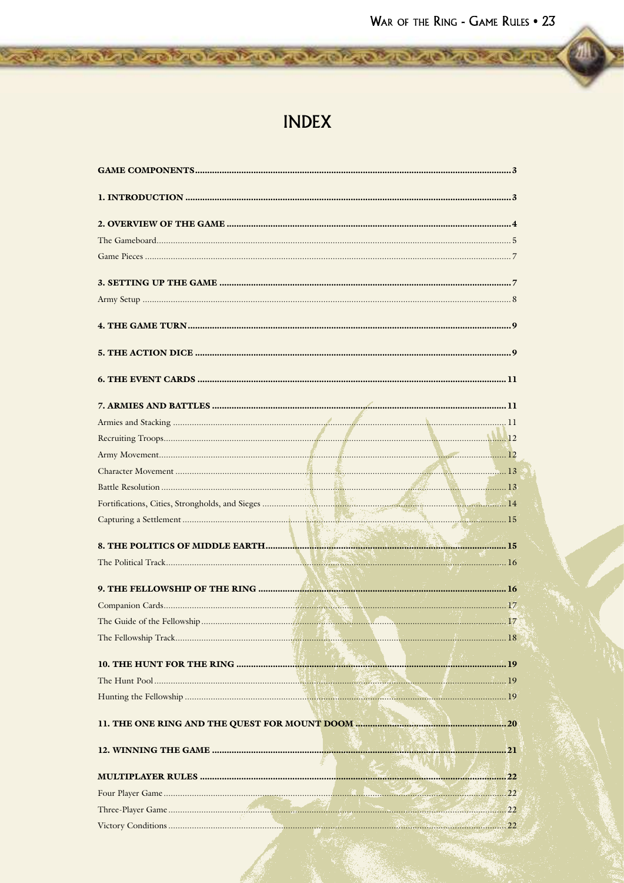# INDEX

**GAME COMPONENTS** .......... **3**

**1. INTRODUCTION** .......... **3**

**2. OVERVIEW OF THE GAME** .......... **4**

The Gameboard .......... 5

Game Pieces .......... 7

**3. SETTING UP THE GAME** .......... **7**

Army Setup .......... 8

**4. THE GAME TURN** .......... **9**

**5. THE ACTION DICE** .......... **9**

**6. THE EVENT CARDS** .......... **11**

**7. ARMIES AND BATTLES** .......... **11**

Armies and Stacking .......... 11

Recruiting Troops .......... 12

Army Movement .......... 12

Character Movement .......... 13

Battle Resolution .......... 13

Fortifications, Cities, Strongholds, and Sieges .......... 14

Capturing a Settlement .......... 15

**8. THE POLITICS OF MIDDLE EARTH** .......... **15**

The Political Track .......... 16

**9. THE FELLOWSHIP OF THE RING** .......... **16**

Companion Cards .......... 17

The Guide of the Fellowship .......... 17

The Fellowship Track .......... 18

**10. THE HUNT FOR THE RING** .......... **19**

The Hunt Pool .......... 19

Hunting the Fellowship .......... 19

**11. THE ONE RING AND THE QUEST FOR MOUNT DOOM** .......... **20**

**12. WINNING THE GAME** .......... **21**

**MULTIPLAYER RULES** .......... **22**

Four Player Game .......... 22

Three-Player Game .......... 22

Victory Conditions .......... 22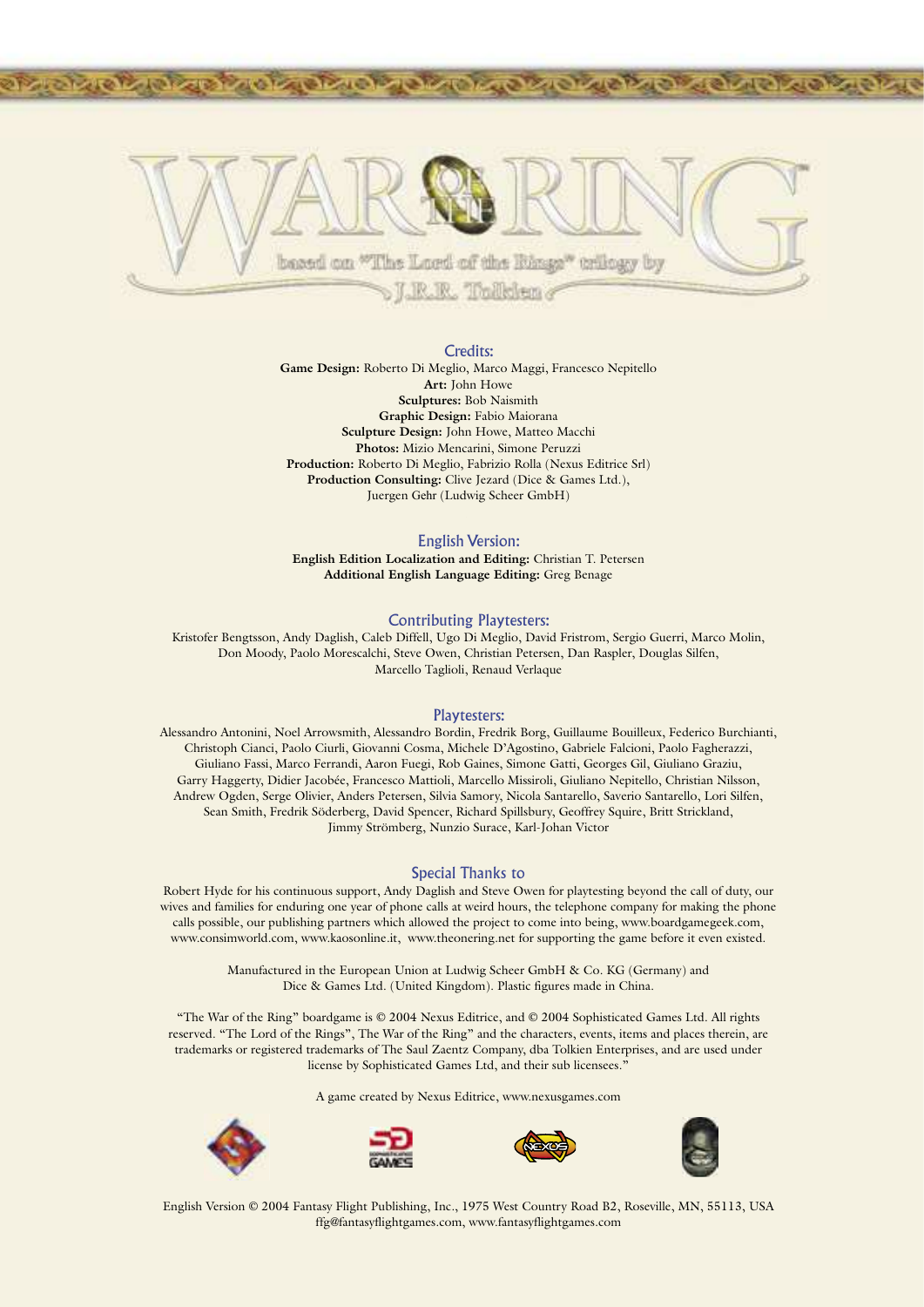# War of the Ring

based on "The Lord of the Rings" trilogy by J.R.R. Tolkien

## Credits:

**Game Design:** Roberto Di Meglio, Marco Maggi, Francesco Nepitello
**Art:** John Howe
**Sculptures:** Bob Naismith
**Graphic Design:** Fabio Maiorana
**Sculpture Design:** John Howe, Matteo Macchi
**Photos:** Mizio Mencarini, Simone Peruzzi
**Production:** Roberto Di Meglio, Fabrizio Rolla (Nexus Editrice Srl)
**Production Consulting:** Clive Jezard (Dice & Games Ltd.), Juergen Gehr (Ludwig Scheer GmbH)

## English Version:

**English Edition Localization and Editing:** Christian T. Petersen
**Additional English Language Editing:** Greg Benage

## Contributing Playtesters:

Kristofer Bengtsson, Andy Daglish, Caleb Diffell, Ugo Di Meglio, David Fristrom, Sergio Guerri, Marco Molin, Don Moody, Paolo Morescalchi, Steve Owen, Christian Petersen, Dan Raspler, Douglas Silfen, Marcello Taglioli, Renaud Verlaque

## Playtesters:

Alessandro Antonini, Noel Arrowsmith, Alessandro Bordin, Fredrik Borg, Guillaume Bouilleux, Federico Burchianti, Christoph Cianci, Paolo Ciurli, Giovanni Cosma, Michele D'Agostino, Gabriele Falcioni, Paolo Fagherazzi, Giuliano Fassi, Marco Ferrandi, Aaron Fuegi, Rob Gaines, Simone Gatti, Georges Gil, Giuliano Graziu, Garry Haggerty, Didier Jacobée, Francesco Mattioli, Marcello Missiroli, Giuliano Nepitello, Christian Nilsson, Andrew Ogden, Serge Olivier, Anders Petersen, Silvia Samory, Nicola Santarello, Saverio Santarello, Lori Silfen, Sean Smith, Fredrik Söderberg, David Spencer, Richard Spillsbury, Geoffrey Squire, Britt Strickland, Jimmy Strömberg, Nunzio Surace, Karl-Johan Victor

## Special Thanks to

Robert Hyde for his continuous support, Andy Daglish and Steve Owen for playtesting beyond the call of duty, our wives and families for enduring one year of phone calls at weird hours, the telephone company for making the phone calls possible, our publishing partners which allowed the project to come into being, www.boardgamegeek.com, www.consimworld.com, www.kaosonline.it, www.theonering.net for supporting the game before it even existed.

Manufactured in the European Union at Ludwig Scheer GmbH & Co. KG (Germany) and Dice & Games Ltd. (United Kingdom). Plastic figures made in China.

"The War of the Ring" boardgame is © 2004 Nexus Editrice, and © 2004 Sophisticated Games Ltd. All rights reserved. "The Lord of the Rings", The War of the Ring" and the characters, events, items and places therein, are trademarks or registered trademarks of The Saul Zaentz Company, dba Tolkien Enterprises, and are used under license by Sophisticated Games Ltd, and their sub licensees."

A game created by Nexus Editrice, www.nexusgames.com

English Version © 2004 Fantasy Flight Publishing, Inc., 1975 West Country Road B2, Roseville, MN, 55113, USA
ffg@fantasyflightgames.com, www.fantasyflightgames.com